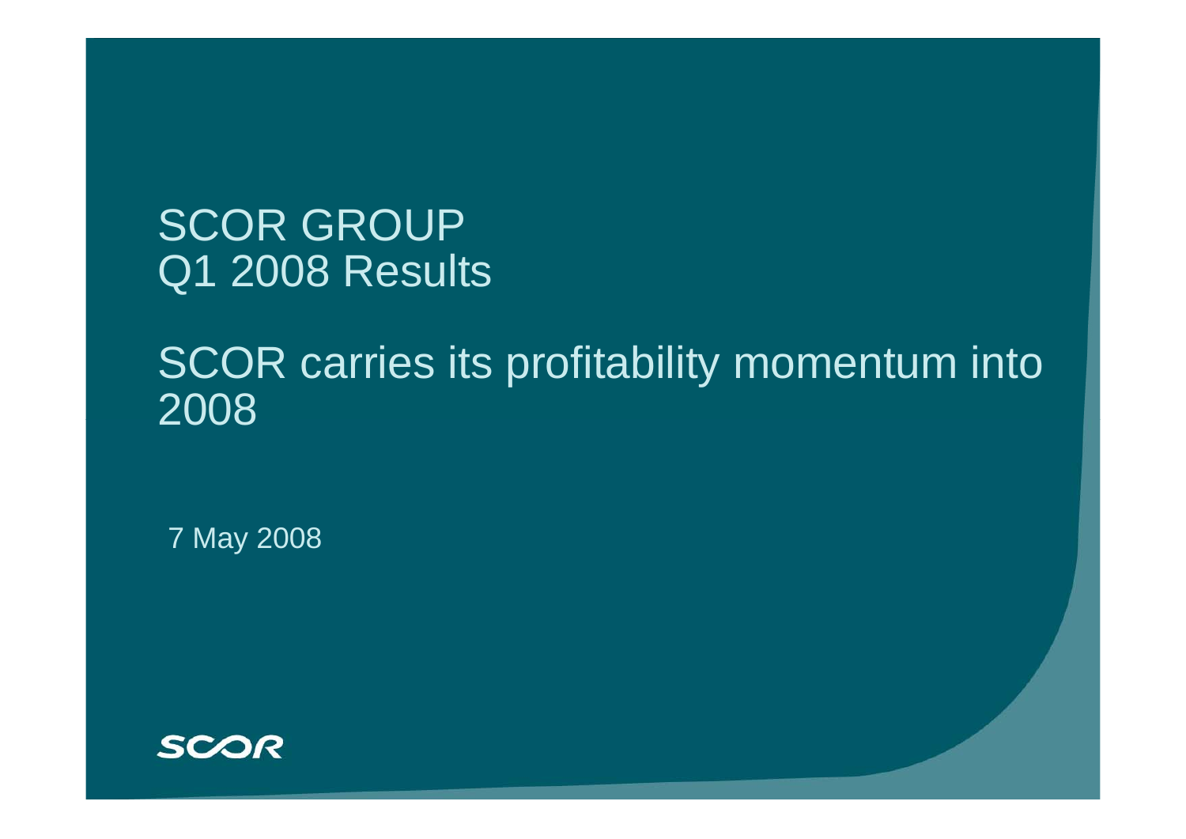# SCOR GROUP
# Q1 2008 Results

## SCOR carries its profitability momentum into 2008

7 May 2008

SCOR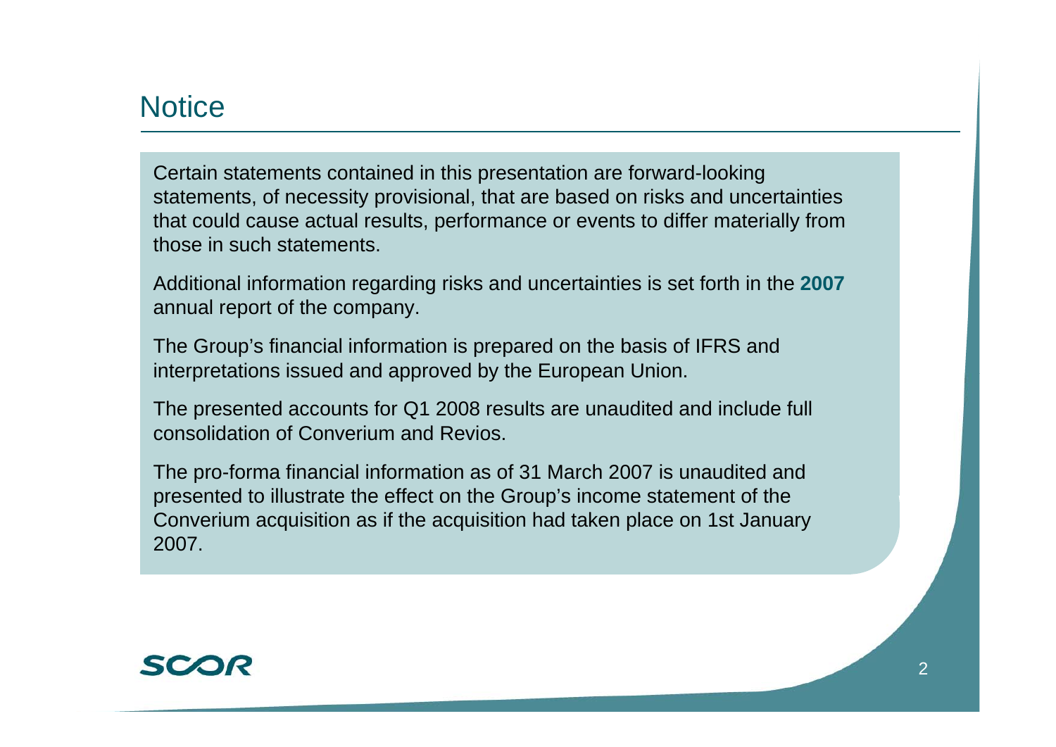# Notice

Certain statements contained in this presentation are forward-looking statements, of necessity provisional, that are based on risks and uncertainties that could cause actual results, performance or events to differ materially from those in such statements.

Additional information regarding risks and uncertainties is set forth in the **2007** annual report of the company.

The Group's financial information is prepared on the basis of IFRS and interpretations issued and approved by the European Union.

The presented accounts for Q1 2008 results are unaudited and include full consolidation of Converium and Revios.

The pro-forma financial information as of 31 March 2007 is unaudited and presented to illustrate the effect on the Group's income statement of the Converium acquisition as if the acquisition had taken place on 1st January 2007.

SCOR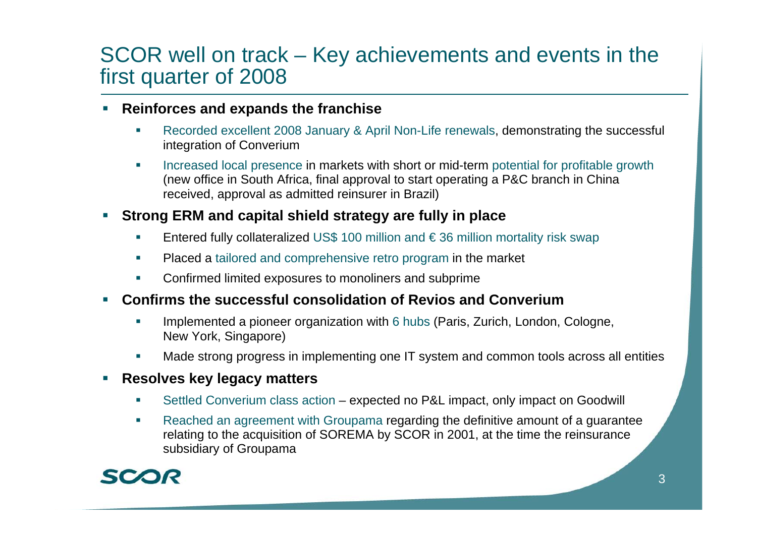# SCOR well on track – Key achievements and events in the first quarter of 2008

- **Reinforces and expands the franchise**
  - Recorded excellent 2008 January & April Non-Life renewals, demonstrating the successful integration of Converium
  - Increased local presence in markets with short or mid-term potential for profitable growth (new office in South Africa, final approval to start operating a P&C branch in China received, approval as admitted reinsurer in Brazil)
- **Strong ERM and capital shield strategy are fully in place**
  - Entered fully collateralized US$ 100 million and € 36 million mortality risk swap
  - Placed a tailored and comprehensive retro program in the market
  - Confirmed limited exposures to monoliners and subprime
- **Confirms the successful consolidation of Revios and Converium**
  - Implemented a pioneer organization with 6 hubs (Paris, Zurich, London, Cologne, New York, Singapore)
  - Made strong progress in implementing one IT system and common tools across all entities
- **Resolves key legacy matters**
  - Settled Converium class action – expected no P&L impact, only impact on Goodwill
  - Reached an agreement with Groupama regarding the definitive amount of a guarantee relating to the acquisition of SOREMA by SCOR in 2001, at the time the reinsurance subsidiary of Groupama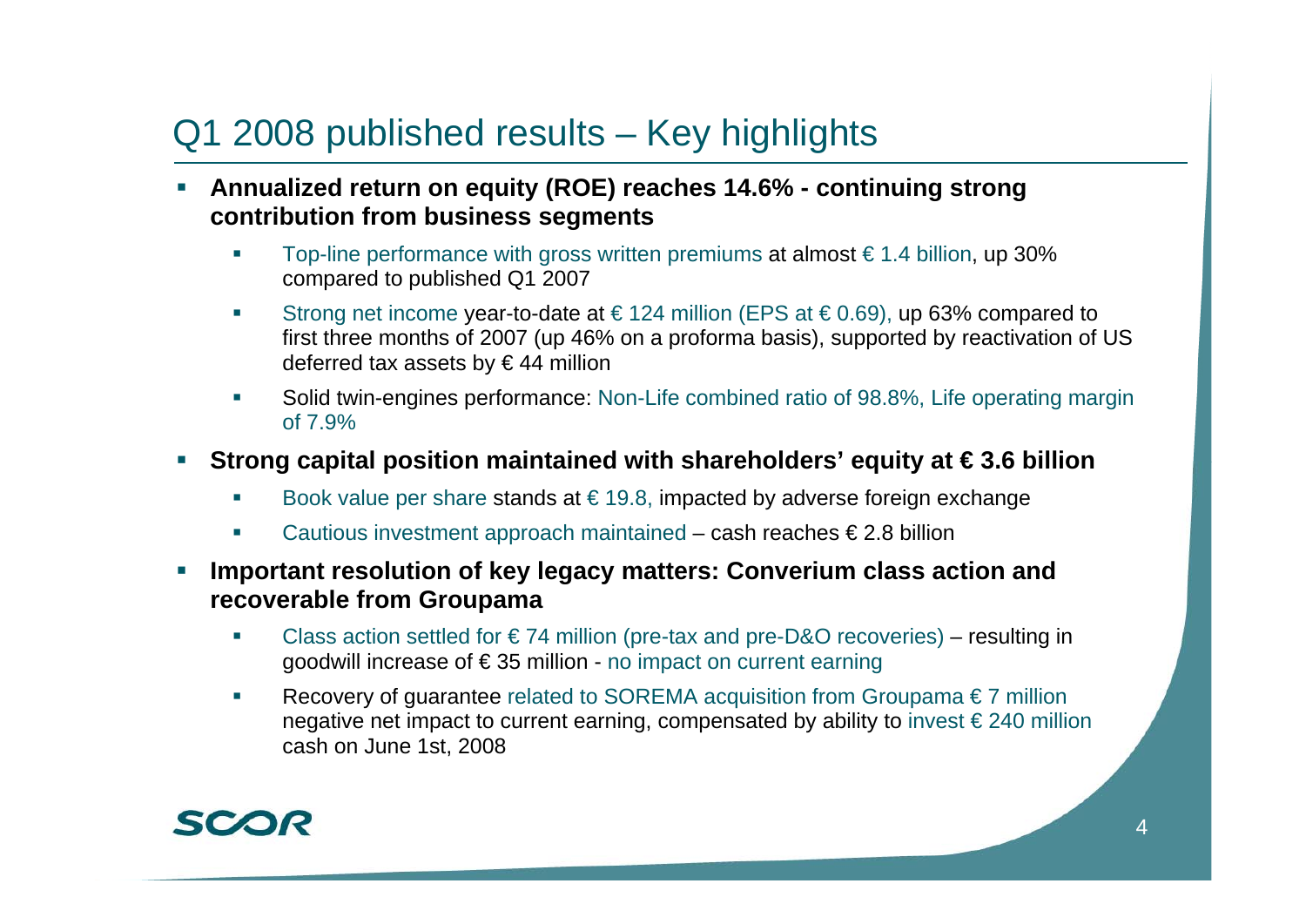# Q1 2008 published results – Key highlights

- **Annualized return on equity (ROE) reaches 14.6% - continuing strong contribution from business segments**
  - Top-line performance with gross written premiums at almost € 1.4 billion, up 30% compared to published Q1 2007
  - Strong net income year-to-date at € 124 million (EPS at € 0.69), up 63% compared to first three months of 2007 (up 46% on a proforma basis), supported by reactivation of US deferred tax assets by € 44 million
  - Solid twin-engines performance: Non-Life combined ratio of 98.8%, Life operating margin of 7.9%
- **Strong capital position maintained with shareholders' equity at € 3.6 billion**
  - Book value per share stands at € 19.8, impacted by adverse foreign exchange
  - Cautious investment approach maintained – cash reaches € 2.8 billion
- **Important resolution of key legacy matters: Converium class action and recoverable from Groupama**
  - Class action settled for € 74 million (pre-tax and pre-D&O recoveries) – resulting in goodwill increase of € 35 million - no impact on current earning
  - Recovery of guarantee related to SOREMA acquisition from Groupama € 7 million negative net impact to current earning, compensated by ability to invest € 240 million cash on June 1st, 2008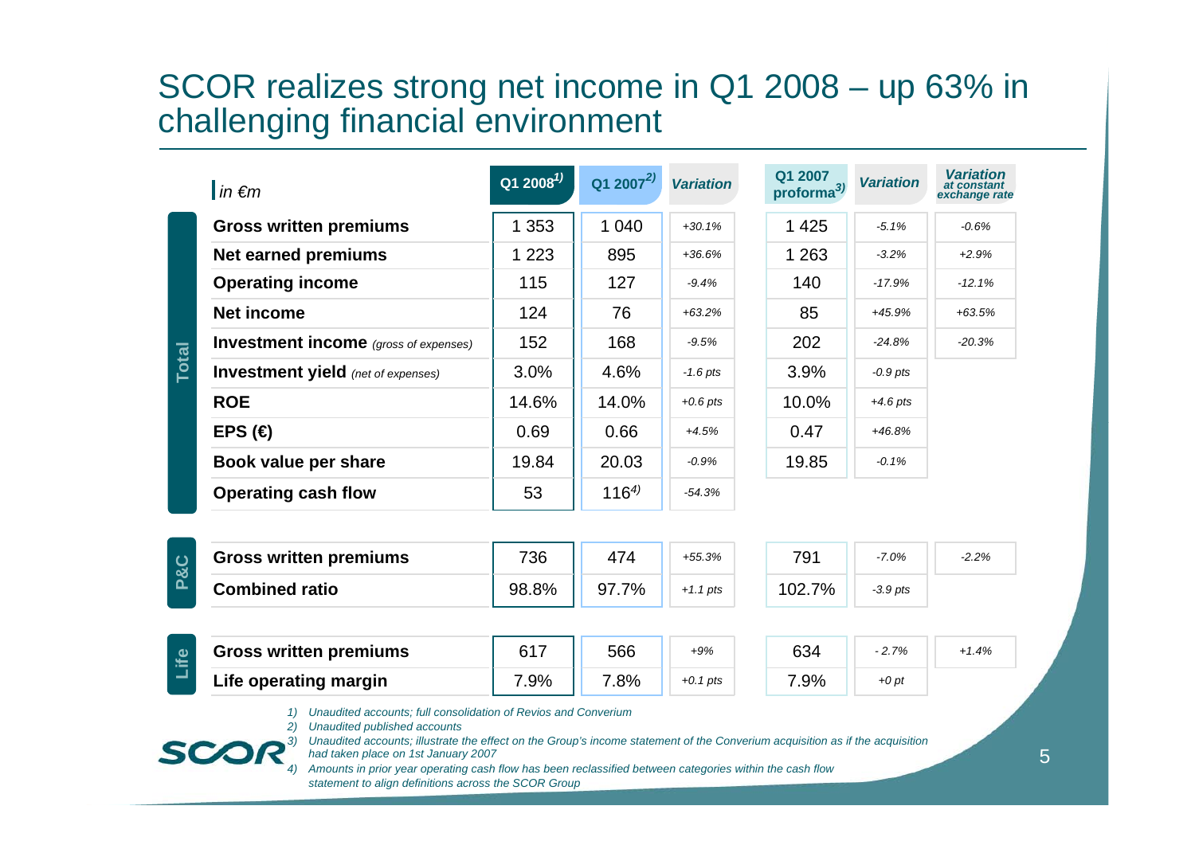# SCOR realizes strong net income in Q1 2008 – up 63% in challenging financial environment

| | *in €m* | Q1 2008[1] | Q1 2007[2] | *Variation* | Q1 2007 proforma[3] | *Variation* | *Variation at constant exchange rate* |
|---|---|---|---|---|---|---|---|
| **Total** | **Gross written premiums** | 1 353 | 1 040 | *+30.1%* | 1 425 | *-5.1%* | *-0.6%* |
| | **Net earned premiums** | 1 223 | 895 | *+36.6%* | 1 263 | *-3.2%* | *+2.9%* |
| | **Operating income** | 115 | 127 | *-9.4%* | 140 | *-17.9%* | *-12.1%* |
| | **Net income** | 124 | 76 | *+63.2%* | 85 | *+45.9%* | *+63.5%* |
| | **Investment income** *(gross of expenses)* | 152 | 168 | *-9.5%* | 202 | *-24.8%* | *-20.3%* |
| | **Investment yield** *(net of expenses)* | 3.0% | 4.6% | *-1.6 pts* | 3.9% | *-0.9 pts* | |
| | **ROE** | 14.6% | 14.0% | *+0.6 pts* | 10.0% | *+4.6 pts* | |
| | **EPS (€)** | 0.69 | 0.66 | *+4.5%* | 0.47 | *+46.8%* | |
| | **Book value per share** | 19.84 | 20.03 | *-0.9%* | 19.85 | *-0.1%* | |
| | **Operating cash flow** | 53 | 116[4] | *-54.3%* | | | |
| **P&C** | **Gross written premiums** | 736 | 474 | *+55.3%* | 791 | *-7.0%* | *-2.2%* |
| | **Combined ratio** | 98.8% | 97.7% | *+1.1 pts* | 102.7% | *-3.9 pts* | |
| **Life** | **Gross written premiums** | 617 | 566 | *+9%* | 634 | *- 2.7%* | *+1.4%* |
| | **Life operating margin** | 7.9% | 7.8% | *+0.1 pts* | 7.9% | *+0 pt* | |

1) *Unaudited accounts; full consolidation of Revios and Converium*
2) *Unaudited published accounts*
3) *Unaudited accounts; illustrate the effect on the Group's income statement of the Converium acquisition as if the acquisition had taken place on 1st January 2007*
4) *Amounts in prior year operating cash flow has been reclassified between categories within the cash flow statement to align definitions across the SCOR Group*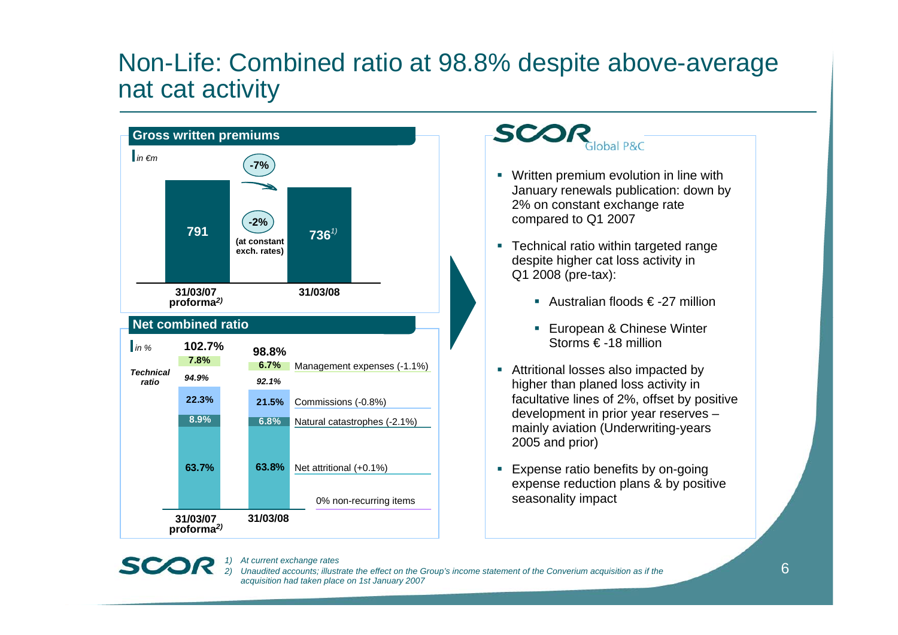# Non-Life: Combined ratio at 98.8% despite above-average nat cat activity

## Gross written premiums

*in €m*

| | 31/03/07 proforma[2] | 31/03/08 |
|---|---|---|
| Gross written premiums | 791 | 736[1] |

Change: -7%; -2% (at constant exch. rates)

## Net combined ratio

*in %*

| | 31/03/07 proforma[2] | 31/03/08 | |
|---|---|---|---|
| Net combined ratio | 102.7% | 98.8% | |
| Management expenses | 7.8% | 6.7% | Management expenses (-1.1%) |
| *Technical ratio* | *94.9%* | *92.1%* | |
| Commissions | 22.3% | 21.5% | Commissions (-0.8%) |
| Natural catastrophes | 8.9% | 6.8% | Natural catastrophes (-2.1%) |
| Net attritional | 63.7% | 63.8% | Net attritional (+0.1%) |
| | | | 0% non-recurring items |

## SCOR Global P&C

- Written premium evolution in line with January renewals publication: down by 2% on constant exchange rate compared to Q1 2007
- Technical ratio within targeted range despite higher cat loss activity in Q1 2008 (pre-tax):
  - Australian floods € -27 million
  - European & Chinese Winter Storms € -18 million
- Attritional losses also impacted by higher than planed loss activity in facultative lines of 2%, offset by positive development in prior year reserves – mainly aviation (Underwriting-years 2005 and prior)
- Expense ratio benefits by on-going expense reduction plans & by positive seasonality impact

*1) At current exchange rates*

*2) Unaudited accounts; illustrate the effect on the Group's income statement of the Converium acquisition as if the acquisition had taken place on 1st January 2007*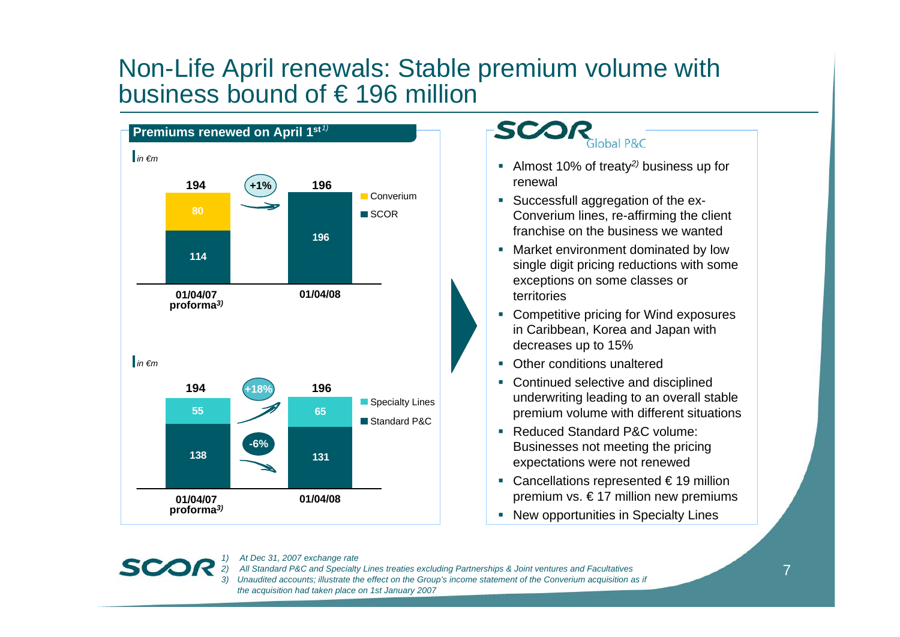# Non-Life April renewals: Stable premium volume with business bound of € 196 million

## Premiums renewed on April 1st[1)]

*in €m*

| | 01/04/07 proforma[3)] | 01/04/08 |
|---|---|---|
| Converium | 80 | |
| SCOR | 114 | 196 |
| **Total** | **194** | **196** (+1%) |

*in €m*

| | 01/04/07 proforma[3)] | 01/04/08 | Change |
|---|---|---|---|
| Specialty Lines | 55 | 65 | +18% |
| Standard P&C | 138 | 131 | -6% |
| **Total** | **194** | **196** | |

## SCOR Global P&C

- Almost 10% of treaty[2)] business up for renewal
- Successfull aggregation of the ex-Converium lines, re-affirming the client franchise on the business we wanted
- Market environment dominated by low single digit pricing reductions with some exceptions on some classes or territories
- Competitive pricing for Wind exposures in Caribbean, Korea and Japan with decreases up to 15%
- Other conditions unaltered
- Continued selective and disciplined underwriting leading to an overall stable premium volume with different situations
- Reduced Standard P&C volume: Businesses not meeting the pricing expectations were not renewed
- Cancellations represented € 19 million premium vs. € 17 million new premiums
- New opportunities in Specialty Lines

*1) At Dec 31, 2007 exchange rate*
*2) All Standard P&C and Specialty Lines treaties excluding Partnerships & Joint ventures and Facultatives*
*3) Unaudited accounts; illustrate the effect on the Group's income statement of the Converium acquisition as if the acquisition had taken place on 1st January 2007*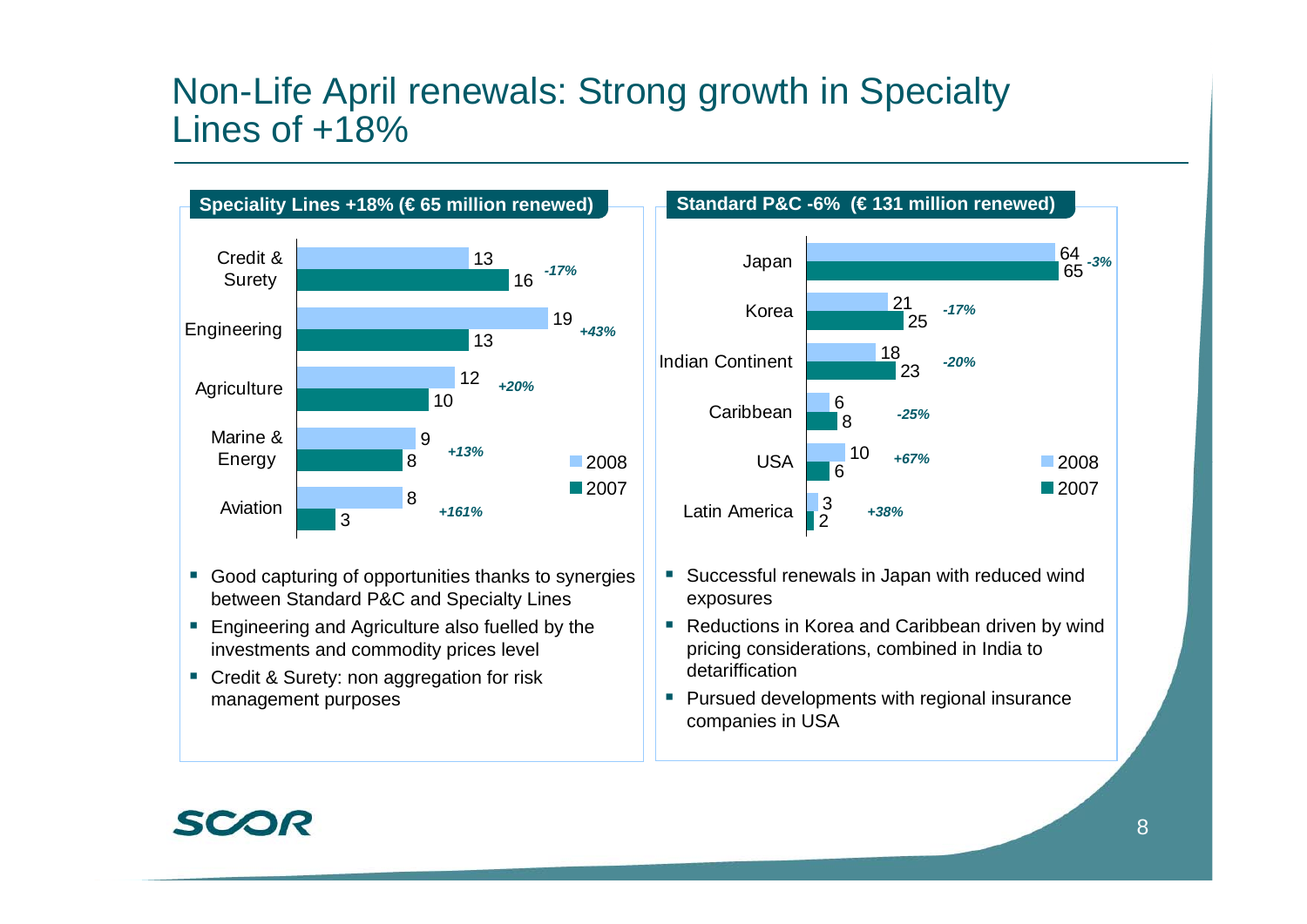# Non-Life April renewals: Strong growth in Specialty Lines of +18%

## Speciality Lines +18% (€ 65 million renewed)

| | 2008 | 2007 | Change |
|---|---|---|---|
| Credit & Surety | 13 | 16 | -17% |
| Engineering | 19 | 13 | +43% |
| Agriculture | 12 | 10 | +20% |
| Marine & Energy | 9 | 8 | +13% |
| Aviation | 8 | 3 | +161% |

- Good capturing of opportunities thanks to synergies between Standard P&C and Specialty Lines
- Engineering and Agriculture also fuelled by the investments and commodity prices level
- Credit & Surety: non aggregation for risk management purposes

## Standard P&C -6% (€ 131 million renewed)

| | 2008 | 2007 | Change |
|---|---|---|---|
| Japan | 64 | 65 | -3% |
| Korea | 21 | 25 | -17% |
| Indian Continent | 18 | 23 | -20% |
| Caribbean | 6 | 8 | -25% |
| USA | 10 | 6 | +67% |
| Latin America | 3 | 2 | +38% |

- Successful renewals in Japan with reduced wind exposures
- Reductions in Korea and Caribbean driven by wind pricing considerations, combined in India to detariffication
- Pursued developments with regional insurance companies in USA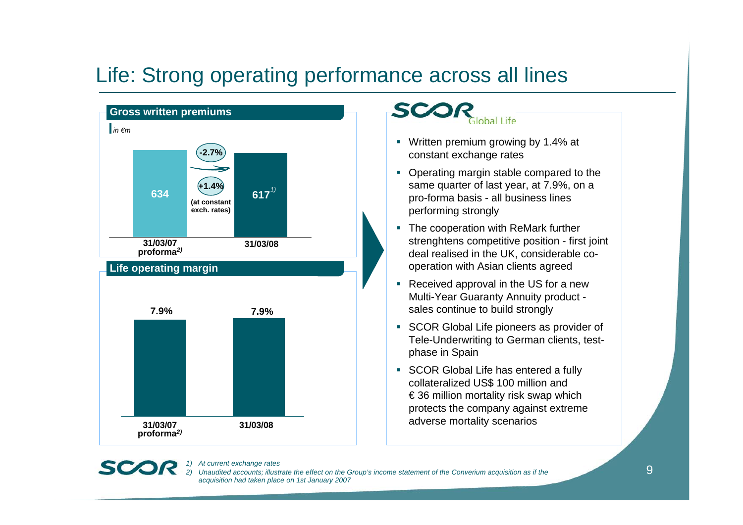# Life: Strong operating performance across all lines

## Gross written premiums

*in €m*

| | 31/03/07 proforma[2)] | 31/03/08 |
|---|---|---|
| Gross written premiums | 634 | 617[1)] |

-2.7%

+1.4% (at constant exch. rates)

## Life operating margin

| | 31/03/07 proforma[2)] | 31/03/08 |
|---|---|---|
| Life operating margin | 7.9% | 7.9% |

## SCOR Global Life

- Written premium growing by 1.4% at constant exchange rates
- Operating margin stable compared to the same quarter of last year, at 7.9%, on a pro-forma basis - all business lines performing strongly
- The cooperation with ReMark further strenghtens competitive position - first joint deal realised in the UK, considerable co-operation with Asian clients agreed
- Received approval in the US for a new Multi-Year Guaranty Annuity product - sales continue to build strongly
- SCOR Global Life pioneers as provider of Tele-Underwriting to German clients, test-phase in Spain
- SCOR Global Life has entered a fully collateralized US$ 100 million and € 36 million mortality risk swap which protects the company against extreme adverse mortality scenarios

*1) At current exchange rates*

*2) Unaudited accounts; illustrate the effect on the Group's income statement of the Converium acquisition as if the acquisition had taken place on 1st January 2007*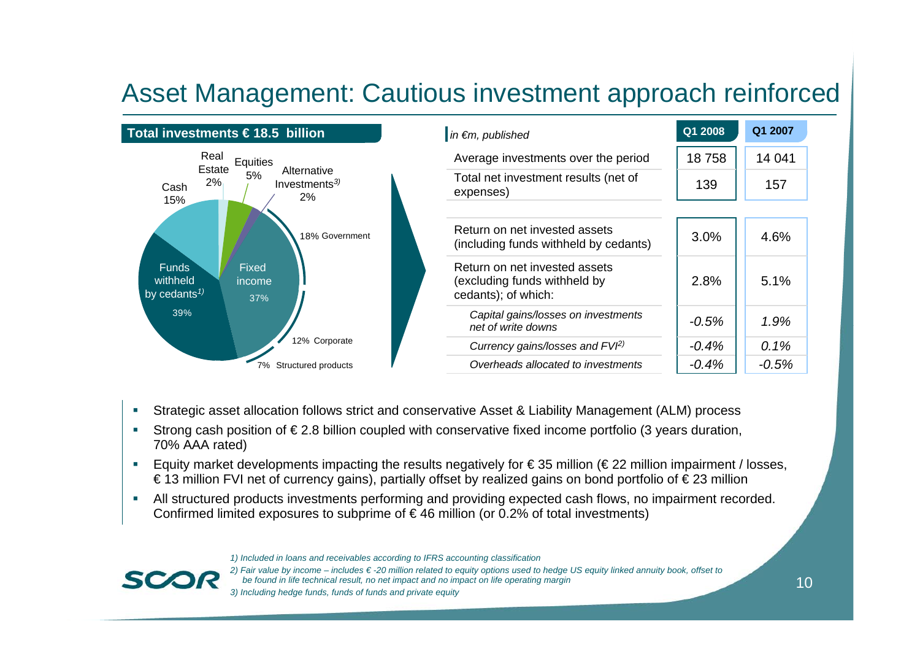# Asset Management: Cautious investment approach reinforced

**Total investments € 18.5 billion**

- Real Estate 2%
- Equities 5%
- Alternative Investments[3] 2%
- Cash 15%
- Funds withheld by cedants[1] 39%
- Fixed income 37%
  - 18% Government
  - 12% Corporate
  - 7% Structured products

| *in €m, published* | Q1 2008 | Q1 2007 |
|---|---|---|
| Average investments over the period | 18 758 | 14 041 |
| Total net investment results (net of expenses) | 139 | 157 |
| Return on net invested assets (including funds withheld by cedants) | 3.0% | 4.6% |
| Return on net invested assets (excluding funds withheld by cedants); of which: | 2.8% | 5.1% |
| *Capital gains/losses on investments net of write downs* | *-0.5%* | *1.9%* |
| *Currency gains/losses and FVI[2]* | *-0.4%* | *0.1%* |
| *Overheads allocated to investments* | *-0.4%* | *-0.5%* |

- Strategic asset allocation follows strict and conservative Asset & Liability Management (ALM) process
- Strong cash position of € 2.8 billion coupled with conservative fixed income portfolio (3 years duration, 70% AAA rated)
- Equity market developments impacting the results negatively for € 35 million (€ 22 million impairment / losses, € 13 million FVI net of currency gains), partially offset by realized gains on bond portfolio of € 23 million
- All structured products investments performing and providing expected cash flows, no impairment recorded. Confirmed limited exposures to subprime of € 46 million (or 0.2% of total investments)

*1) Included in loans and receivables according to IFRS accounting classification*

*2) Fair value by income – includes € -20 million related to equity options used to hedge US equity linked annuity book, offset to be found in life technical result, no net impact and no impact on life operating margin*

*3) Including hedge funds, funds of funds and private equity*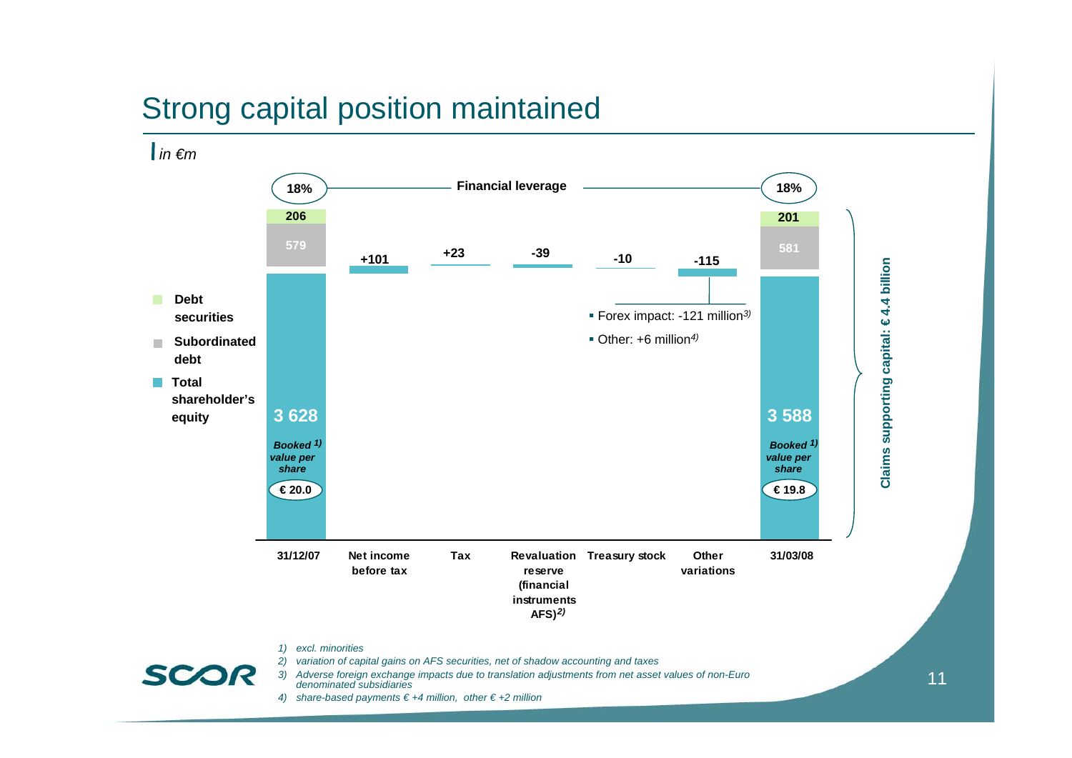# Strong capital position maintained

*in €m*

Financial leverage: 18% (31/12/07) — 18% (31/03/08)

| | 31/12/07 | Net income before tax | Tax | Revaluation reserve (financial instruments AFS)[2] | Treasury stock | Other variations | 31/03/08 |
|---|---|---|---|---|---|---|---|
| Debt securities | 206 | | | | | | 201 |
| Subordinated debt | 579 | | | | | | 581 |
| Total shareholder's equity | 3 628 | +101 | +23 | -39 | -10 | -115 | 3 588 |
| Booked[1] value per share | € 20.0 | | | | | | € 19.8 |

Other variations:
- Forex impact: -121 million[3]
- Other: +6 million[4]

Claims supporting capital: € 4.4 billion

*1) excl. minorities*

*2) variation of capital gains on AFS securities, net of shadow accounting and taxes*

*3) Adverse foreign exchange impacts due to translation adjustments from net asset values of non-Euro denominated subsidiaries*

*4) share-based payments € +4 million, other € +2 million*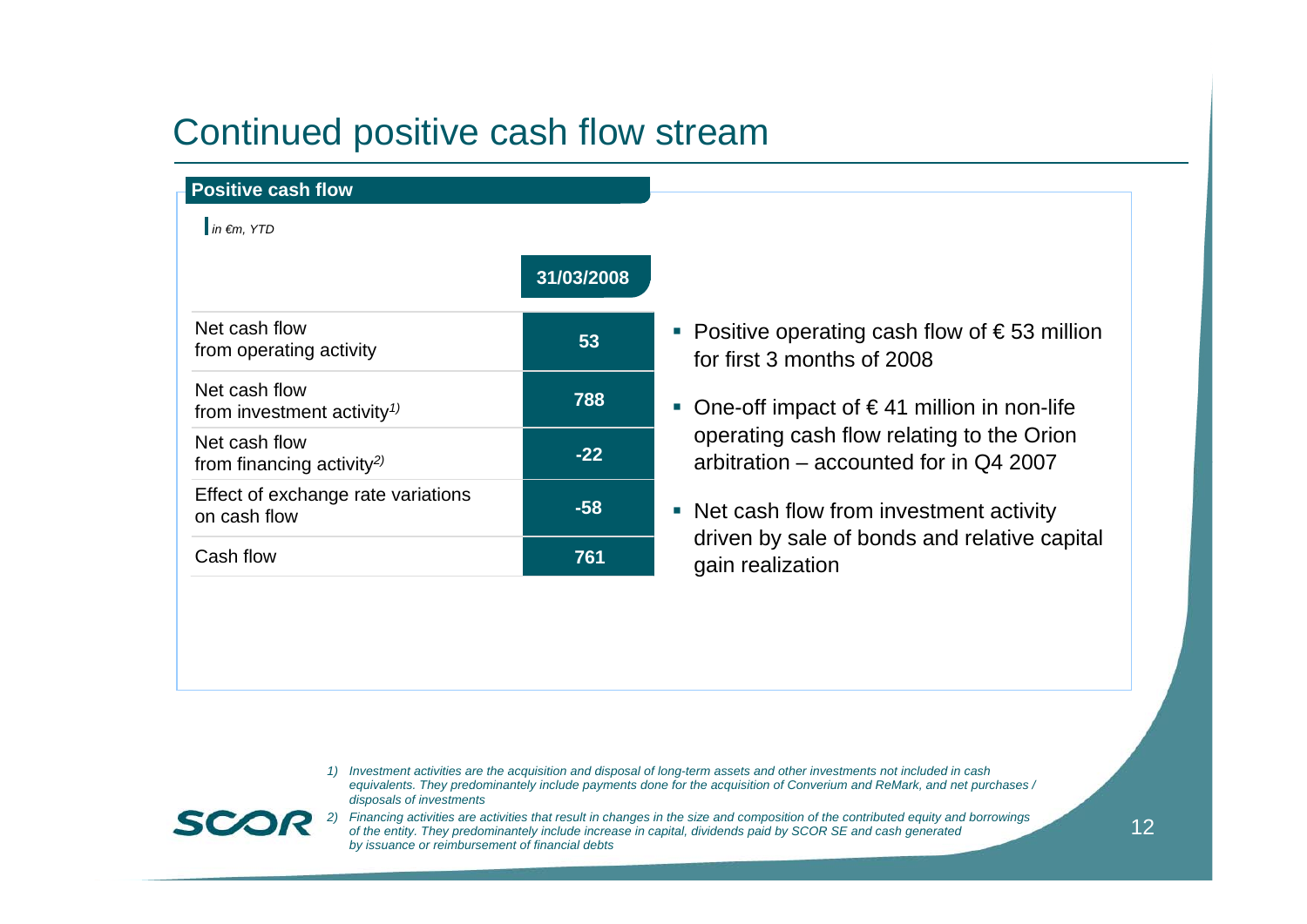# Continued positive cash flow stream

**Positive cash flow**

*in €m, YTD*

| | 31/03/2008 |
|---|---|
| Net cash flow from operating activity | 53 |
| Net cash flow from investment activity[1)] | 788 |
| Net cash flow from financing activity[2)] | -22 |
| Effect of exchange rate variations on cash flow | -58 |
| Cash flow | 761 |

- Positive operating cash flow of € 53 million for first 3 months of 2008
- One-off impact of € 41 million in non-life operating cash flow relating to the Orion arbitration – accounted for in Q4 2007
- Net cash flow from investment activity driven by sale of bonds and relative capital gain realization

*1) Investment activities are the acquisition and disposal of long-term assets and other investments not included in cash equivalents. They predominantely include payments done for the acquisition of Converium and ReMark, and net purchases / disposals of investments*

*2) Financing activities are activities that result in changes in the size and composition of the contributed equity and borrowings of the entity. They predominantely include increase in capital, dividends paid by SCOR SE and cash generated by issuance or reimbursement of financial debts*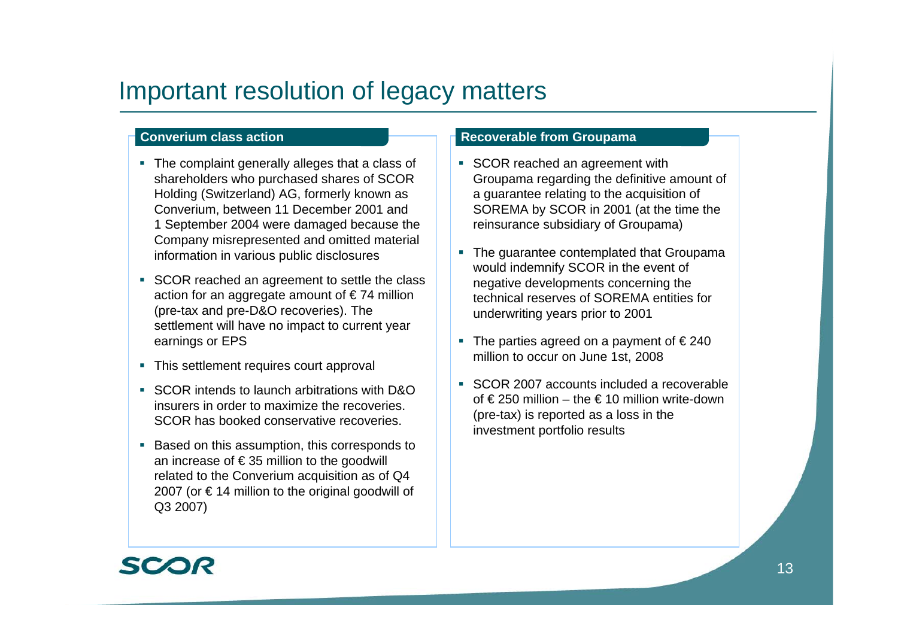# Important resolution of legacy matters

## Converium class action

- The complaint generally alleges that a class of shareholders who purchased shares of SCOR Holding (Switzerland) AG, formerly known as Converium, between 11 December 2001 and 1 September 2004 were damaged because the Company misrepresented and omitted material information in various public disclosures
- SCOR reached an agreement to settle the class action for an aggregate amount of € 74 million (pre-tax and pre-D&O recoveries). The settlement will have no impact to current year earnings or EPS
- This settlement requires court approval
- SCOR intends to launch arbitrations with D&O insurers in order to maximize the recoveries. SCOR has booked conservative recoveries.
- Based on this assumption, this corresponds to an increase of € 35 million to the goodwill related to the Converium acquisition as of Q4 2007 (or € 14 million to the original goodwill of Q3 2007)

## Recoverable from Groupama

- SCOR reached an agreement with Groupama regarding the definitive amount of a guarantee relating to the acquisition of SOREMA by SCOR in 2001 (at the time the reinsurance subsidiary of Groupama)
- The guarantee contemplated that Groupama would indemnify SCOR in the event of negative developments concerning the technical reserves of SOREMA entities for underwriting years prior to 2001
- The parties agreed on a payment of € 240 million to occur on June 1st, 2008
- SCOR 2007 accounts included a recoverable of € 250 million – the € 10 million write-down (pre-tax) is reported as a loss in the investment portfolio results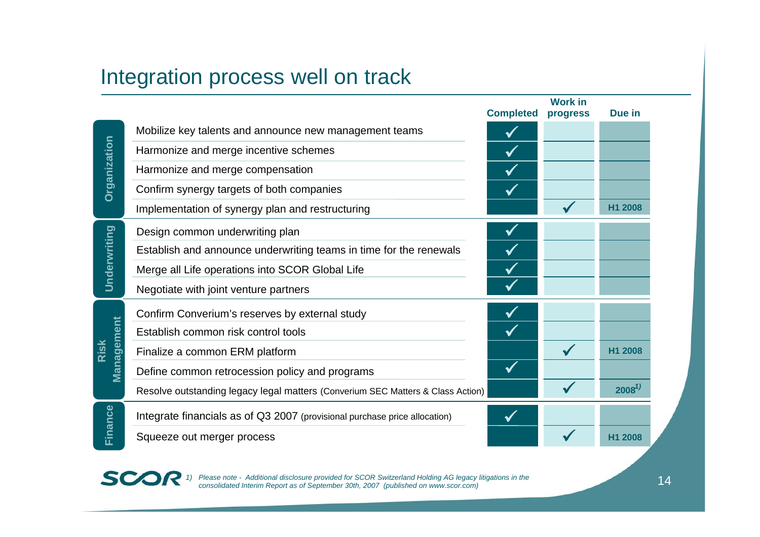# Integration process well on track

| | | Completed | Work in progress | Due in |
|---|---|---|---|---|
| Organization | Mobilize key talents and announce new management teams | ✓ | | |
| | Harmonize and merge incentive schemes | ✓ | | |
| | Harmonize and merge compensation | ✓ | | |
| | Confirm synergy targets of both companies | ✓ | | |
| | Implementation of synergy plan and restructuring | | ✓ | H1 2008 |
| Underwriting | Design common underwriting plan | ✓ | | |
| | Establish and announce underwriting teams in time for the renewals | ✓ | | |
| | Merge all Life operations into SCOR Global Life | ✓ | | |
| | Negotiate with joint venture partners | ✓ | | |
| Risk Management | Confirm Converium's reserves by external study | ✓ | | |
| | Establish common risk control tools | ✓ | | |
| | Finalize a common ERM platform | | ✓ | H1 2008 |
| | Define common retrocession policy and programs | ✓ | | |
| | Resolve outstanding legacy legal matters (Converium SEC Matters & Class Action) | | ✓ | 2008[1] |
| Finance | Integrate financials as of Q3 2007 (provisional purchase price allocation) | ✓ | | |
| | Squeeze out merger process | | ✓ | H1 2008 |

*1) Please note - Additional disclosure provided for SCOR Switzerland Holding AG legacy litigations in the consolidated Interim Report as of September 30th, 2007 (published on www.scor.com)*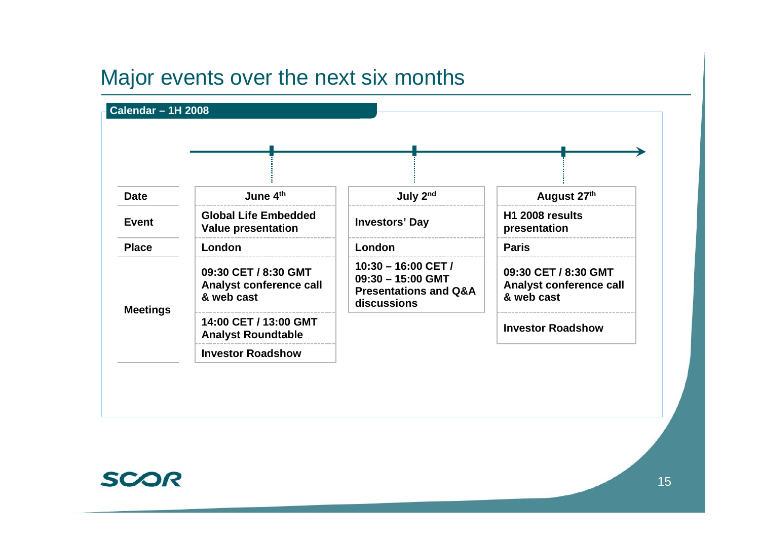# Major events over the next six months

**Calendar – 1H 2008**

| | June 4th | July 2nd | August 27th |
|---|---|---|---|
| **Date** | June 4th | July 2nd | August 27th |
| **Event** | Global Life Embedded Value presentation | Investors' Day | H1 2008 results presentation |
| **Place** | London | London | Paris |
| **Meetings** | 09:30 CET / 8:30 GMT Analyst conference call & web cast | 10:30 – 16:00 CET / 09:30 – 15:00 GMT Presentations and Q&A discussions | 09:30 CET / 8:30 GMT Analyst conference call & web cast |
| | 14:00 CET / 13:00 GMT Analyst Roundtable | | Investor Roadshow |
| | Investor Roadshow | | |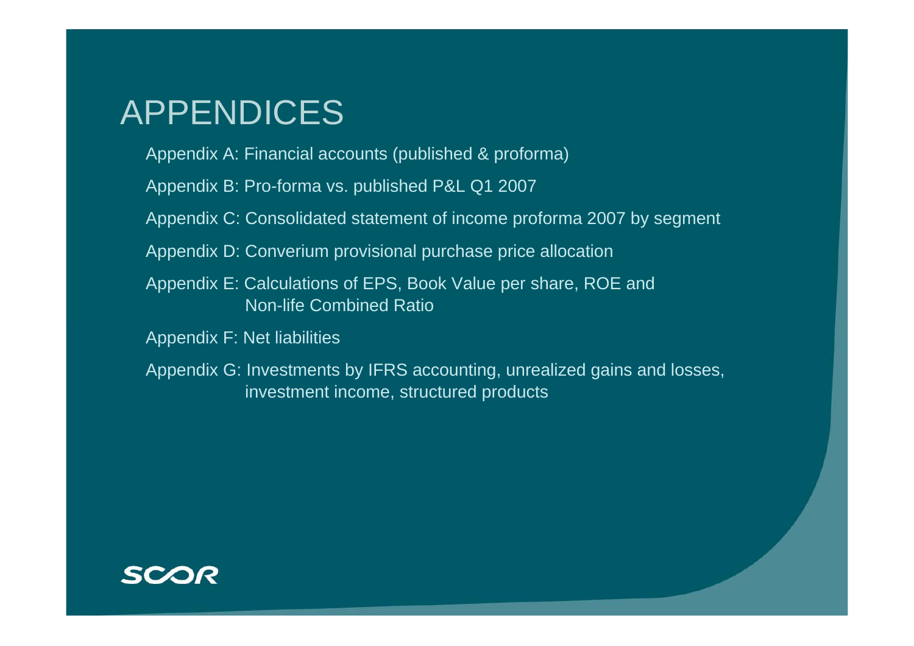# APPENDICES

Appendix A: Financial accounts (published & proforma)

Appendix B: Pro-forma vs. published P&L Q1 2007

Appendix C: Consolidated statement of income proforma 2007 by segment

Appendix D: Converium provisional purchase price allocation

Appendix E: Calculations of EPS, Book Value per share, ROE and Non-life Combined Ratio

Appendix F: Net liabilities

Appendix G: Investments by IFRS accounting, unrealized gains and losses, investment income, structured products

SCOR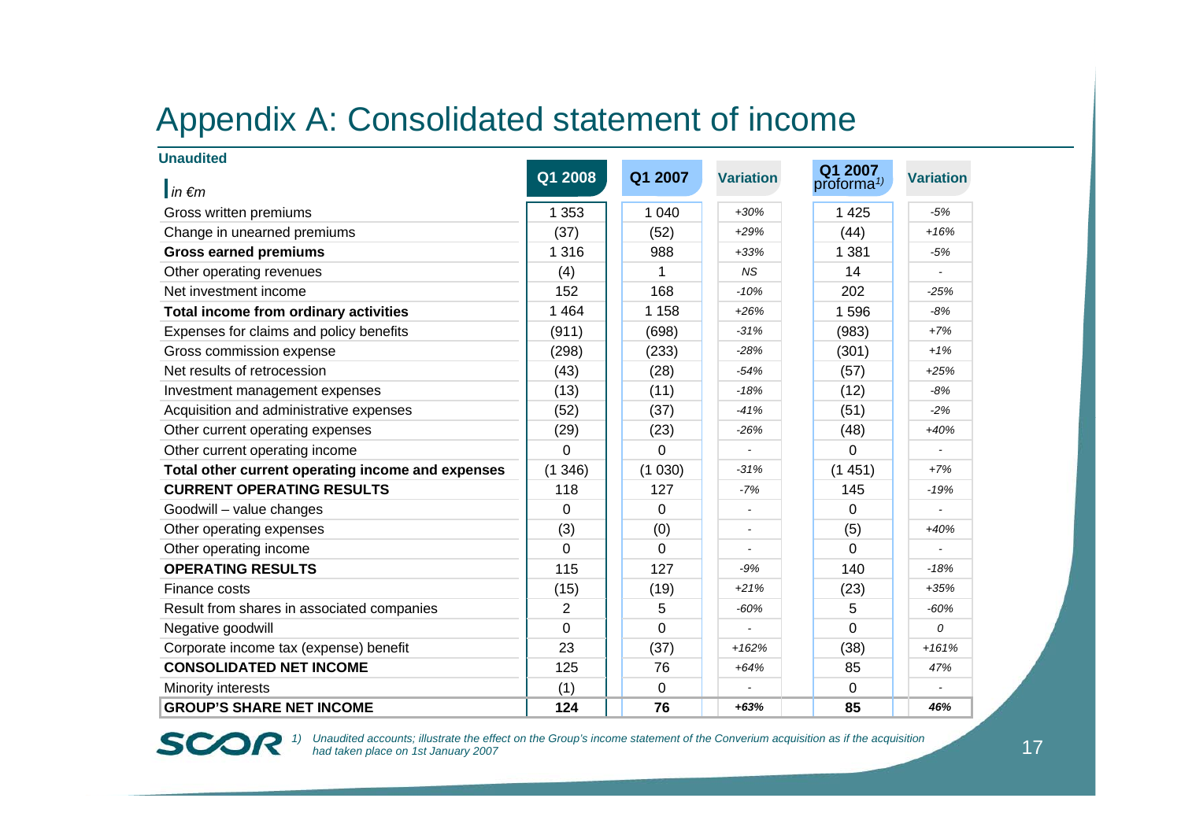# Appendix A: Consolidated statement of income

**Unaudited**

| *in €m* | Q1 2008 | Q1 2007 | Variation | Q1 2007 proforma[1] | Variation |
|---|---|---|---|---|---|
| Gross written premiums | 1 353 | 1 040 | *+30%* | 1 425 | *-5%* |
| Change in unearned premiums | (37) | (52) | *+29%* | (44) | *+16%* |
| **Gross earned premiums** | 1 316 | 988 | *+33%* | 1 381 | *-5%* |
| Other operating revenues | (4) | 1 | *NS* | 14 | - |
| Net investment income | 152 | 168 | *-10%* | 202 | *-25%* |
| **Total income from ordinary activities** | 1 464 | 1 158 | *+26%* | 1 596 | *-8%* |
| Expenses for claims and policy benefits | (911) | (698) | *-31%* | (983) | *+7%* |
| Gross commission expense | (298) | (233) | *-28%* | (301) | *+1%* |
| Net results of retrocession | (43) | (28) | *-54%* | (57) | *+25%* |
| Investment management expenses | (13) | (11) | *-18%* | (12) | *-8%* |
| Acquisition and administrative expenses | (52) | (37) | *-41%* | (51) | *-2%* |
| Other current operating expenses | (29) | (23) | *-26%* | (48) | *+40%* |
| Other current operating income | 0 | 0 | - | 0 | - |
| **Total other current operating income and expenses** | (1 346) | (1 030) | *-31%* | (1 451) | *+7%* |
| **CURRENT OPERATING RESULTS** | 118 | 127 | *-7%* | 145 | *-19%* |
| Goodwill – value changes | 0 | 0 | - | 0 | - |
| Other operating expenses | (3) | (0) | - | (5) | *+40%* |
| Other operating income | 0 | 0 | - | 0 | - |
| **OPERATING RESULTS** | 115 | 127 | *-9%* | 140 | *-18%* |
| Finance costs | (15) | (19) | *+21%* | (23) | *+35%* |
| Result from shares in associated companies | 2 | 5 | *-60%* | 5 | *-60%* |
| Negative goodwill | 0 | 0 | - | 0 | *0* |
| Corporate income tax (expense) benefit | 23 | (37) | *+162%* | (38) | *+161%* |
| **CONSOLIDATED NET INCOME** | 125 | 76 | *+64%* | 85 | *47%* |
| Minority interests | (1) | 0 | - | 0 | - |
| **GROUP'S SHARE NET INCOME** | **124** | **76** | ***+63%*** | **85** | ***46%*** |

*1) Unaudited accounts; illustrate the effect on the Group's income statement of the Converium acquisition as if the acquisition had taken place on 1st January 2007*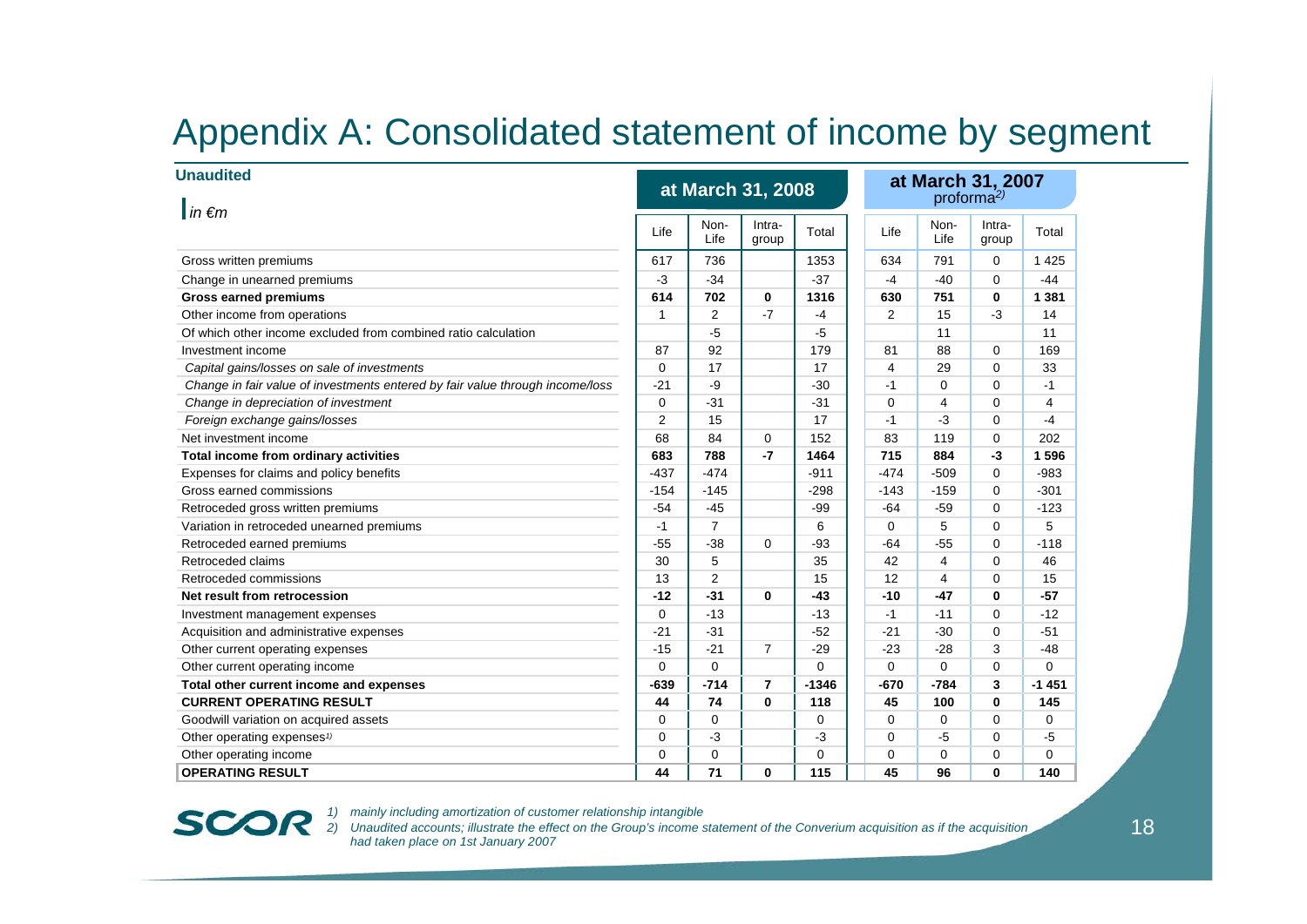# Appendix A: Consolidated statement of income by segment

**Unaudited**

*in €m*

| | at March 31, 2008 | | | | at March 31, 2007 proforma[2)] | | | |
|---|---|---|---|---|---|---|---|---|
| | Life | Non-Life | Intra-group | Total | Life | Non-Life | Intra-group | Total |
| Gross written premiums | 617 | 736 | | 1353 | 634 | 791 | 0 | 1 425 |
| Change in unearned premiums | -3 | -34 | | -37 | -4 | -40 | 0 | -44 |
| **Gross earned premiums** | **614** | **702** | **0** | **1316** | **630** | **751** | **0** | **1 381** |
| Other income from operations | 1 | 2 | -7 | -4 | 2 | 15 | -3 | 14 |
| Of which other income excluded from combined ratio calculation | | -5 | | -5 | | 11 | | 11 |
| Investment income | 87 | 92 | | 179 | 81 | 88 | 0 | 169 |
| *Capital gains/losses on sale of investments* | 0 | 17 | | 17 | 4 | 29 | 0 | 33 |
| *Change in fair value of investments entered by fair value through income/loss* | -21 | -9 | | -30 | -1 | 0 | 0 | -1 |
| *Change in depreciation of investment* | 0 | -31 | | -31 | 0 | 4 | 0 | 4 |
| *Foreign exchange gains/losses* | 2 | 15 | | 17 | -1 | -3 | 0 | -4 |
| Net investment income | 68 | 84 | 0 | 152 | 83 | 119 | 0 | 202 |
| **Total income from ordinary activities** | **683** | **788** | **-7** | **1464** | **715** | **884** | **-3** | **1 596** |
| Expenses for claims and policy benefits | -437 | -474 | | -911 | -474 | -509 | 0 | -983 |
| Gross earned commissions | -154 | -145 | | -298 | -143 | -159 | 0 | -301 |
| Retroceded gross written premiums | -54 | -45 | | -99 | -64 | -59 | 0 | -123 |
| Variation in retroceded unearned premiums | -1 | 7 | | 6 | 0 | 5 | 0 | 5 |
| Retroceded earned premiums | -55 | -38 | 0 | -93 | -64 | -55 | 0 | -118 |
| Retroceded claims | 30 | 5 | | 35 | 42 | 4 | 0 | 46 |
| Retroceded commissions | 13 | 2 | | 15 | 12 | 4 | 0 | 15 |
| **Net result from retrocession** | **-12** | **-31** | **0** | **-43** | **-10** | **-47** | **0** | **-57** |
| Investment management expenses | 0 | -13 | | -13 | -1 | -11 | 0 | -12 |
| Acquisition and administrative expenses | -21 | -31 | | -52 | -21 | -30 | 0 | -51 |
| Other current operating expenses | -15 | -21 | 7 | -29 | -23 | -28 | 3 | -48 |
| Other current operating income | 0 | 0 | | 0 | 0 | 0 | 0 | 0 |
| **Total other current income and expenses** | **-639** | **-714** | **7** | **-1346** | **-670** | **-784** | **3** | **-1 451** |
| **CURRENT OPERATING RESULT** | **44** | **74** | **0** | **118** | **45** | **100** | **0** | **145** |
| Goodwill variation on acquired assets | 0 | 0 | | 0 | 0 | 0 | 0 | 0 |
| Other operating expenses[1)] | 0 | -3 | | -3 | 0 | -5 | 0 | -5 |
| Other operating income | 0 | 0 | | 0 | 0 | 0 | 0 | 0 |
| **OPERATING RESULT** | **44** | **71** | **0** | **115** | **45** | **96** | **0** | **140** |

*1) mainly including amortization of customer relationship intangible*

*2) Unaudited accounts; illustrate the effect on the Group's income statement of the Converium acquisition as if the acquisition had taken place on 1st January 2007*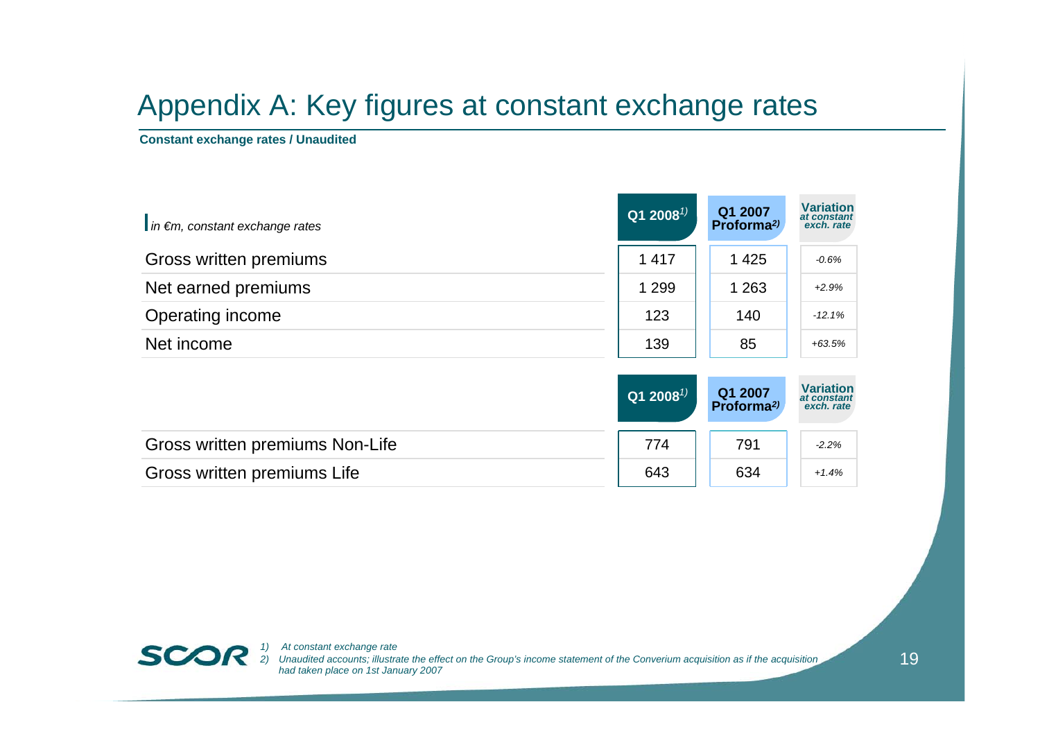# Appendix A: Key figures at constant exchange rates

**Constant exchange rates / Unaudited**

| *in €m, constant exchange rates* | Q1 2008[1)] | Q1 2007 Proforma[2)] | Variation *at constant exch. rate* |
|---|---|---|---|
| Gross written premiums | 1 417 | 1 425 | *-0.6%* |
| Net earned premiums | 1 299 | 1 263 | *+2.9%* |
| Operating income | 123 | 140 | *-12.1%* |
| Net income | 139 | 85 | *+63.5%* |

| | Q1 2008[1)] | Q1 2007 Proforma[2)] | Variation *at constant exch. rate* |
|---|---|---|---|
| Gross written premiums Non-Life | 774 | 791 | *-2.2%* |
| Gross written premiums Life | 643 | 634 | *+1.4%* |

*1) At constant exchange rate*

*2) Unaudited accounts; illustrate the effect on the Group's income statement of the Converium acquisition as if the acquisition had taken place on 1st January 2007*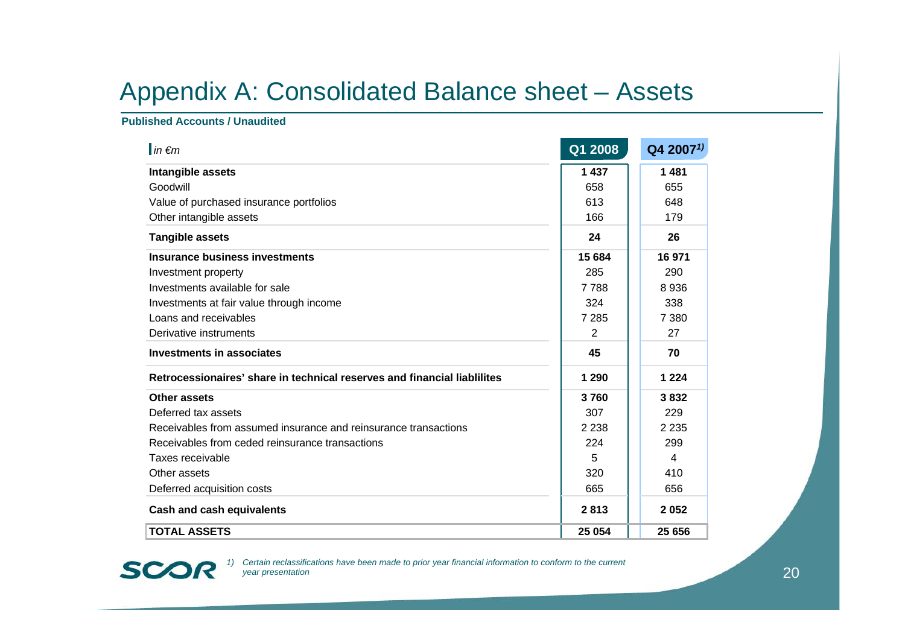# Appendix A: Consolidated Balance sheet – Assets

**Published Accounts / Unaudited**

| *in €m* | Q1 2008 | Q4 2007[1)] |
|---|---|---|
| **Intangible assets** | **1 437** | **1 481** |
| Goodwill | 658 | 655 |
| Value of purchased insurance portfolios | 613 | 648 |
| Other intangible assets | 166 | 179 |
| **Tangible assets** | **24** | **26** |
| **Insurance business investments** | **15 684** | **16 971** |
| Investment property | 285 | 290 |
| Investments available for sale | 7 788 | 8 936 |
| Investments at fair value through income | 324 | 338 |
| Loans and receivables | 7 285 | 7 380 |
| Derivative instruments | 2 | 27 |
| **Investments in associates** | **45** | **70** |
| **Retrocessionaires' share in technical reserves and financial liablilites** | **1 290** | **1 224** |
| **Other assets** | **3 760** | **3 832** |
| Deferred tax assets | 307 | 229 |
| Receivables from assumed insurance and reinsurance transactions | 2 238 | 2 235 |
| Receivables from ceded reinsurance transactions | 224 | 299 |
| Taxes receivable | 5 | 4 |
| Other assets | 320 | 410 |
| Deferred acquisition costs | 665 | 656 |
| **Cash and cash equivalents** | **2 813** | **2 052** |
| **TOTAL ASSETS** | **25 054** | **25 656** |

*1) Certain reclassifications have been made to prior year financial information to conform to the current year presentation*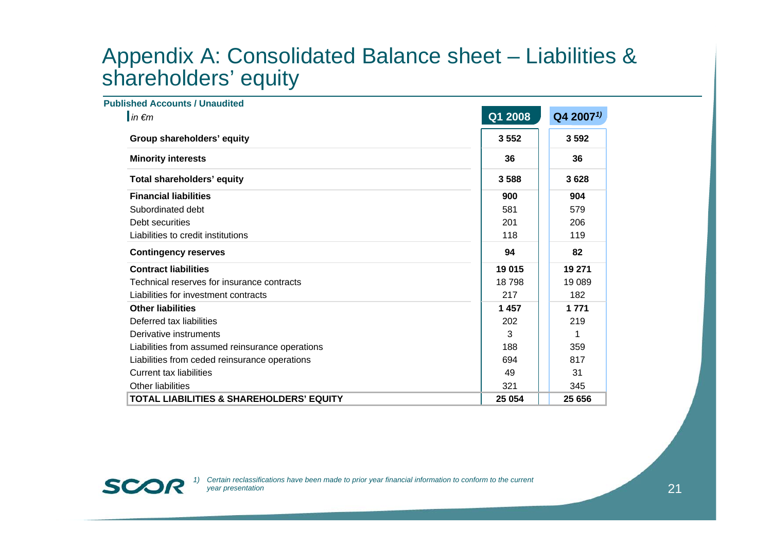# Appendix A: Consolidated Balance sheet – Liabilities & shareholders' equity

**Published Accounts / Unaudited**

| *in €m* | Q1 2008 | Q4 2007[1] |
|---|---|---|
| **Group shareholders' equity** | **3 552** | **3 592** |
| **Minority interests** | **36** | **36** |
| **Total shareholders' equity** | **3 588** | **3 628** |
| **Financial liabilities** | **900** | **904** |
| Subordinated debt | 581 | 579 |
| Debt securities | 201 | 206 |
| Liabilities to credit institutions | 118 | 119 |
| **Contingency reserves** | **94** | **82** |
| **Contract liabilities** | **19 015** | **19 271** |
| Technical reserves for insurance contracts | 18 798 | 19 089 |
| Liabilities for investment contracts | 217 | 182 |
| **Other liabilities** | **1 457** | **1 771** |
| Deferred tax liabilities | 202 | 219 |
| Derivative instruments | 3 | 1 |
| Liabilities from assumed reinsurance operations | 188 | 359 |
| Liabilities from ceded reinsurance operations | 694 | 817 |
| Current tax liabilities | 49 | 31 |
| Other liabilities | 321 | 345 |
| **TOTAL LIABILITIES & SHAREHOLDERS' EQUITY** | **25 054** | **25 656** |

*1) Certain reclassifications have been made to prior year financial information to conform to the current year presentation*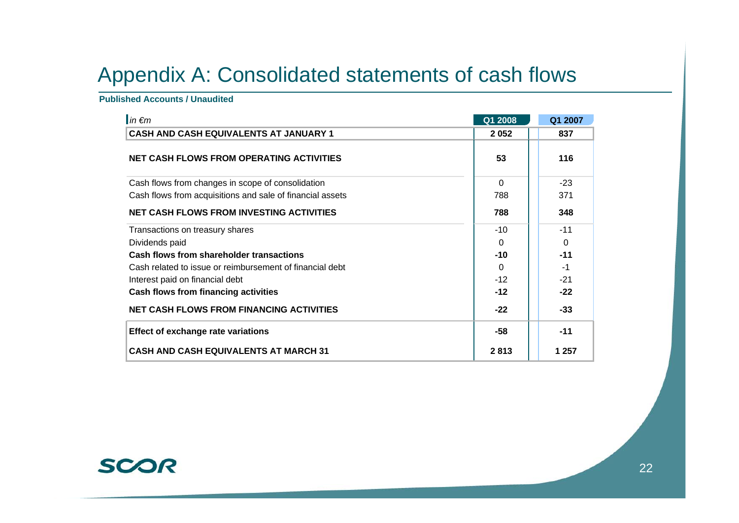# Appendix A: Consolidated statements of cash flows

**Published Accounts / Unaudited**

| *in €m* | Q1 2008 | Q1 2007 |
|---|---|---|
| **CASH AND CASH EQUIVALENTS AT JANUARY 1** | **2 052** | **837** |
| **NET CASH FLOWS FROM OPERATING ACTIVITIES** | **53** | **116** |
| Cash flows from changes in scope of consolidation | 0 | -23 |
| Cash flows from acquisitions and sale of financial assets | 788 | 371 |
| **NET CASH FLOWS FROM INVESTING ACTIVITIES** | **788** | **348** |
| Transactions on treasury shares | -10 | -11 |
| Dividends paid | 0 | 0 |
| **Cash flows from shareholder transactions** | **-10** | **-11** |
| Cash related to issue or reimbursement of financial debt | 0 | -1 |
| Interest paid on financial debt | -12 | -21 |
| **Cash flows from financing activities** | **-12** | **-22** |
| **NET CASH FLOWS FROM FINANCING ACTIVITIES** | **-22** | **-33** |
| **Effect of exchange rate variations** | **-58** | **-11** |
| **CASH AND CASH EQUIVALENTS AT MARCH 31** | **2 813** | **1 257** |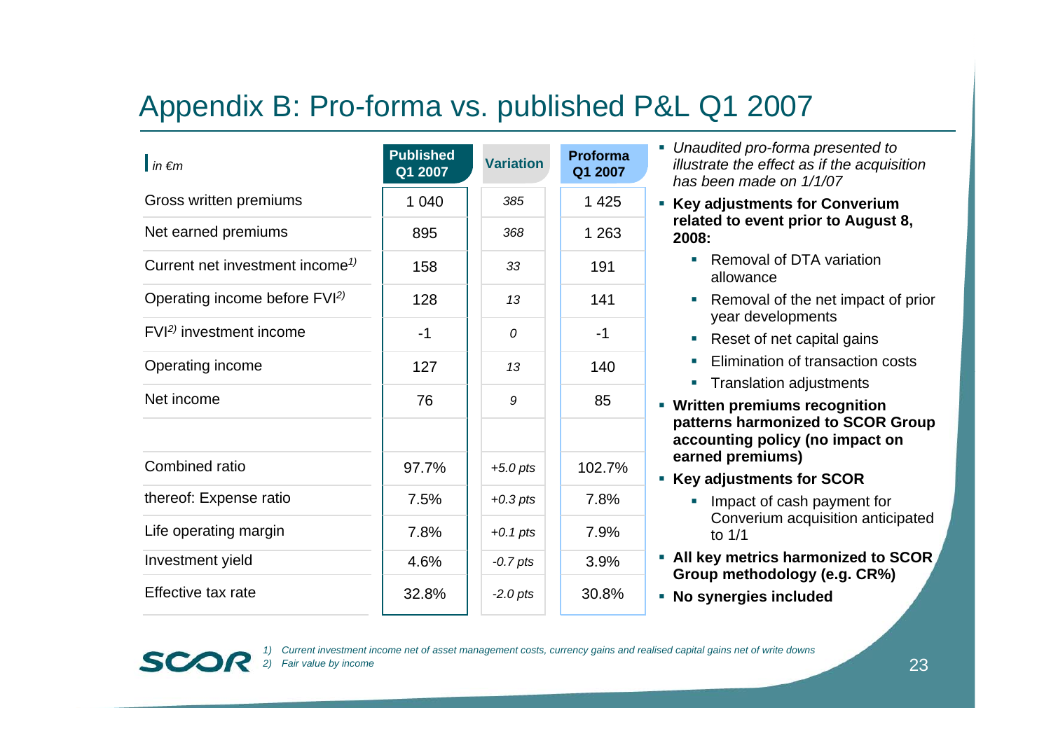# Appendix B: Pro-forma vs. published P&L Q1 2007

| *in €m* | Published Q1 2007 | Variation | Proforma Q1 2007 |
|---|---|---|---|
| Gross written premiums | 1 040 | *385* | 1 425 |
| Net earned premiums | 895 | *368* | 1 263 |
| Current net investment income[1)] | 158 | *33* | 191 |
| Operating income before FVI[2)] | 128 | *13* | 141 |
| FVI[2)] investment income | -1 | *0* | -1 |
| Operating income | 127 | *13* | 140 |
| Net income | 76 | *9* | 85 |
| | | | |
| Combined ratio | 97.7% | *+5.0 pts* | 102.7% |
| thereof: Expense ratio | 7.5% | *+0.3 pts* | 7.8% |
| Life operating margin | 7.8% | *+0.1 pts* | 7.9% |
| Investment yield | 4.6% | *-0.7 pts* | 3.9% |
| Effective tax rate | 32.8% | *-2.0 pts* | 30.8% |

- *Unaudited pro-forma presented to illustrate the effect as if the acquisition has been made on 1/1/07*
- **Key adjustments for Converium related to event prior to August 8, 2008:**
  - Removal of DTA variation allowance
  - Removal of the net impact of prior year developments
  - Reset of net capital gains
  - Elimination of transaction costs
  - Translation adjustments
- **Written premiums recognition patterns harmonized to SCOR Group accounting policy (no impact on earned premiums)**
- **Key adjustments for SCOR**
  - Impact of cash payment for Converium acquisition anticipated to 1/1
- **All key metrics harmonized to SCOR Group methodology (e.g. CR%)**
- **No synergies included**

*1) Current investment income net of asset management costs, currency gains and realised capital gains net of write downs*
*2) Fair value by income*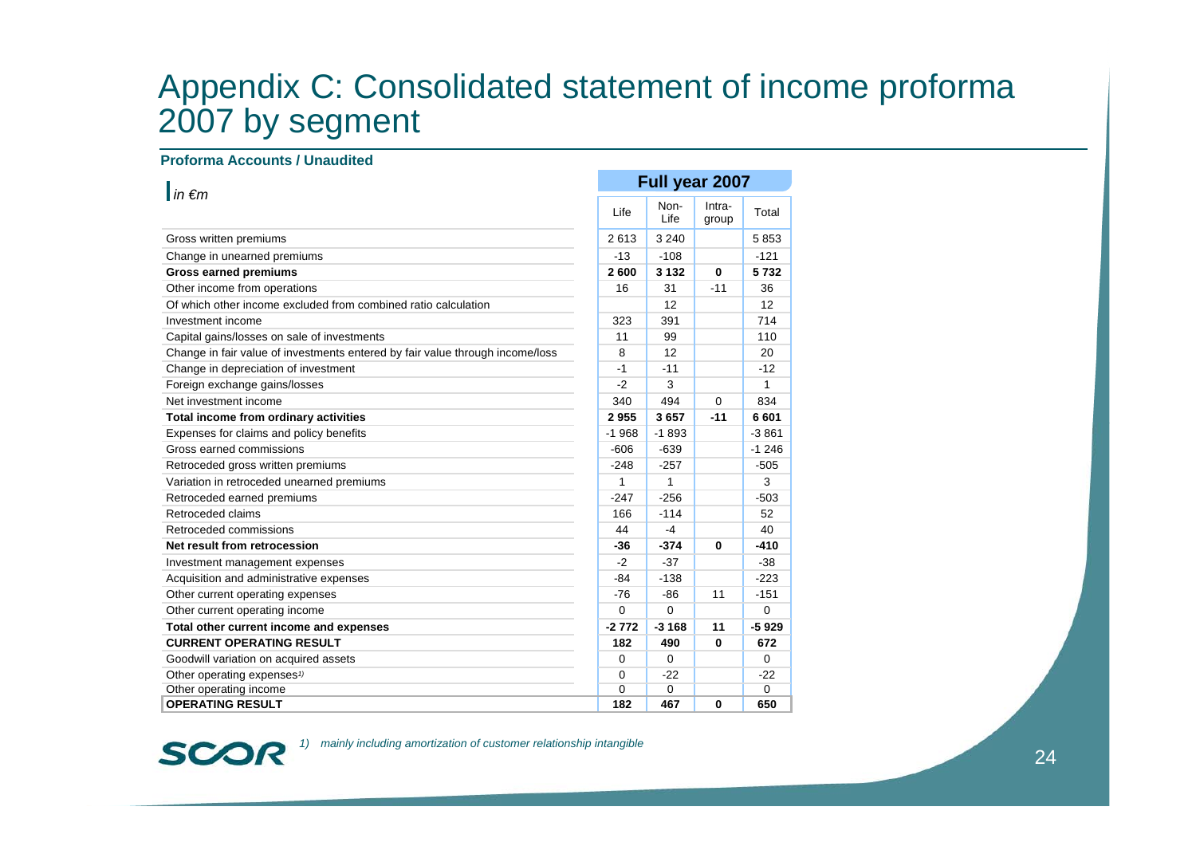# Appendix C: Consolidated statement of income proforma 2007 by segment

**Proforma Accounts / Unaudited**

| *in €m* | Full year 2007 | | | |
|---|---|---|---|---|
| | Life | Non-Life | Intra-group | Total |
| Gross written premiums | 2 613 | 3 240 | | 5 853 |
| Change in unearned premiums | -13 | -108 | | -121 |
| **Gross earned premiums** | **2 600** | **3 132** | **0** | **5 732** |
| Other income from operations | 16 | 31 | -11 | 36 |
| Of which other income excluded from combined ratio calculation | | 12 | | 12 |
| Investment income | 323 | 391 | | 714 |
| Capital gains/losses on sale of investments | 11 | 99 | | 110 |
| Change in fair value of investments entered by fair value through income/loss | 8 | 12 | | 20 |
| Change in depreciation of investment | -1 | -11 | | -12 |
| Foreign exchange gains/losses | -2 | 3 | | 1 |
| Net investment income | 340 | 494 | 0 | 834 |
| **Total income from ordinary activities** | **2 955** | **3 657** | **-11** | **6 601** |
| Expenses for claims and policy benefits | -1 968 | -1 893 | | -3 861 |
| Gross earned commissions | -606 | -639 | | -1 246 |
| Retroceded gross written premiums | -248 | -257 | | -505 |
| Variation in retroceded unearned premiums | 1 | 1 | | 3 |
| Retroceded earned premiums | -247 | -256 | | -503 |
| Retroceded claims | 166 | -114 | | 52 |
| Retroceded commissions | 44 | -4 | | 40 |
| **Net result from retrocession** | **-36** | **-374** | **0** | **-410** |
| Investment management expenses | -2 | -37 | | -38 |
| Acquisition and administrative expenses | -84 | -138 | | -223 |
| Other current operating expenses | -76 | -86 | 11 | -151 |
| Other current operating income | 0 | 0 | | 0 |
| **Total other current income and expenses** | **-2 772** | **-3 168** | **11** | **-5 929** |
| **CURRENT OPERATING RESULT** | **182** | **490** | **0** | **672** |
| Goodwill variation on acquired assets | 0 | 0 | | 0 |
| Other operating expenses[1] | 0 | -22 | | -22 |
| Other operating income | 0 | 0 | | 0 |
| **OPERATING RESULT** | **182** | **467** | **0** | **650** |

*1) mainly including amortization of customer relationship intangible*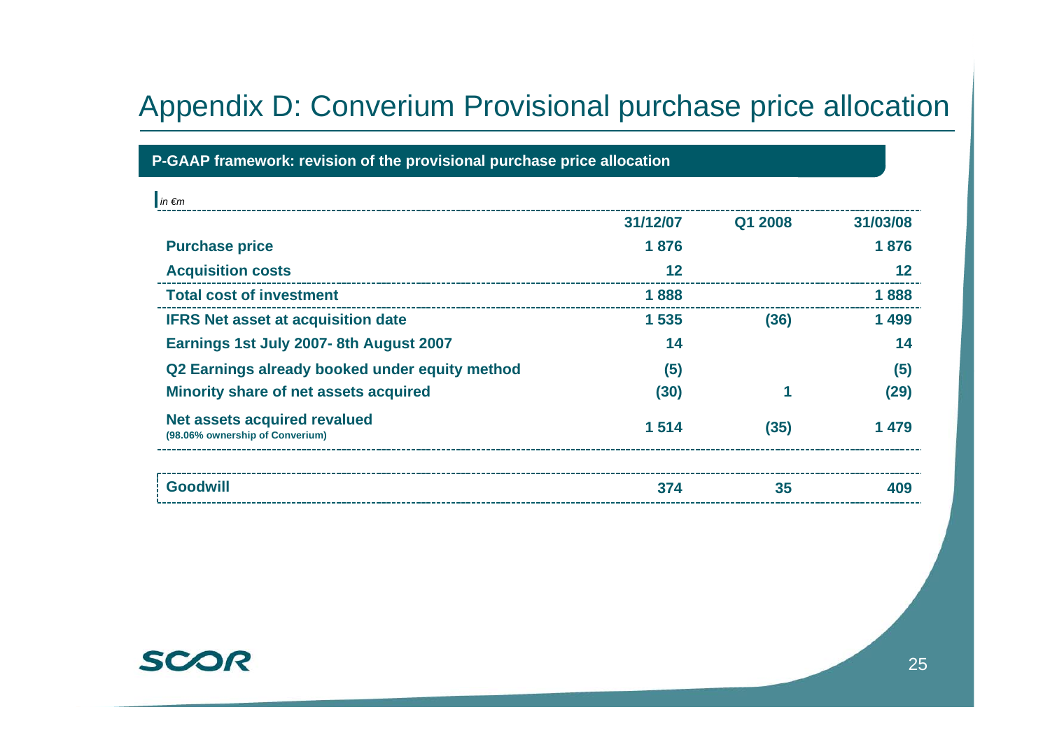# Appendix D: Converium Provisional purchase price allocation

**P-GAAP framework: revision of the provisional purchase price allocation**

*in €m*

| | 31/12/07 | Q1 2008 | 31/03/08 |
|---|---|---|---|
| **Purchase price** | 1 876 | | 1 876 |
| **Acquisition costs** | 12 | | 12 |
| **Total cost of investment** | 1 888 | | 1 888 |
| **IFRS Net asset at acquisition date** | 1 535 | (36) | 1 499 |
| **Earnings 1st July 2007- 8th August 2007** | 14 | | 14 |
| **Q2 Earnings already booked under equity method** | (5) | | (5) |
| **Minority share of net assets acquired** | (30) | 1 | (29) |
| **Net assets acquired revalued** (98.06% ownership of Converium) | 1 514 | (35) | 1 479 |
| **Goodwill** | 374 | 35 | 409 |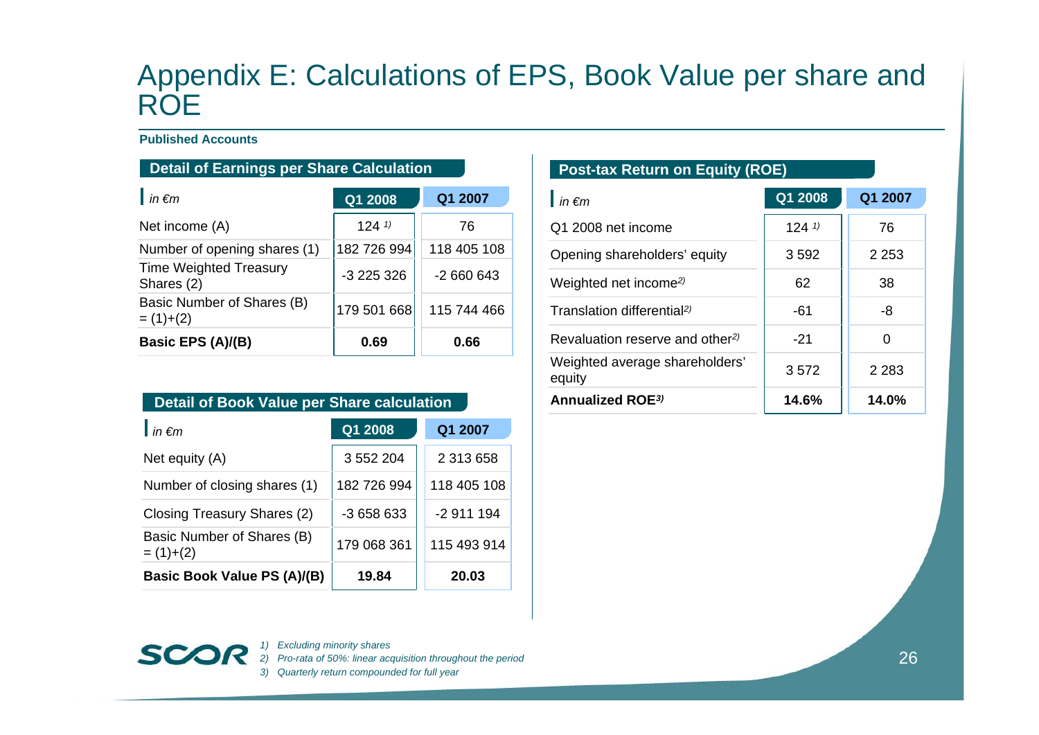# Appendix E: Calculations of EPS, Book Value per share and ROE

**Published Accounts**

## Detail of Earnings per Share Calculation

| *in €m* | Q1 2008 | Q1 2007 |
|---|---|---|
| Net income (A) | 124 [1] | 76 |
| Number of opening shares (1) | 182 726 994 | 118 405 108 |
| Time Weighted Treasury Shares (2) | -3 225 326 | -2 660 643 |
| Basic Number of Shares (B) = (1)+(2) | 179 501 668 | 115 744 466 |
| **Basic EPS (A)/(B)** | **0.69** | **0.66** |

## Detail of Book Value per Share calculation

| *in €m* | Q1 2008 | Q1 2007 |
|---|---|---|
| Net equity (A) | 3 552 204 | 2 313 658 |
| Number of closing shares (1) | 182 726 994 | 118 405 108 |
| Closing Treasury Shares (2) | -3 658 633 | -2 911 194 |
| Basic Number of Shares (B) = (1)+(2) | 179 068 361 | 115 493 914 |
| **Basic Book Value PS (A)/(B)** | **19.84** | **20.03** |

## Post-tax Return on Equity (ROE)

| *in €m* | Q1 2008 | Q1 2007 |
|---|---|---|
| Q1 2008 net income | 124 [1] | 76 |
| Opening shareholders' equity | 3 592 | 2 253 |
| Weighted net income [2] | 62 | 38 |
| Translation differential [2] | -61 | -8 |
| Revaluation reserve and other [2] | -21 | 0 |
| Weighted average shareholders' equity | 3 572 | 2 283 |
| **Annualized ROE [3]** | **14.6%** | **14.0%** |

*1) Excluding minority shares*
*2) Pro-rata of 50%: linear acquisition throughout the period*
*3) Quarterly return compounded for full year*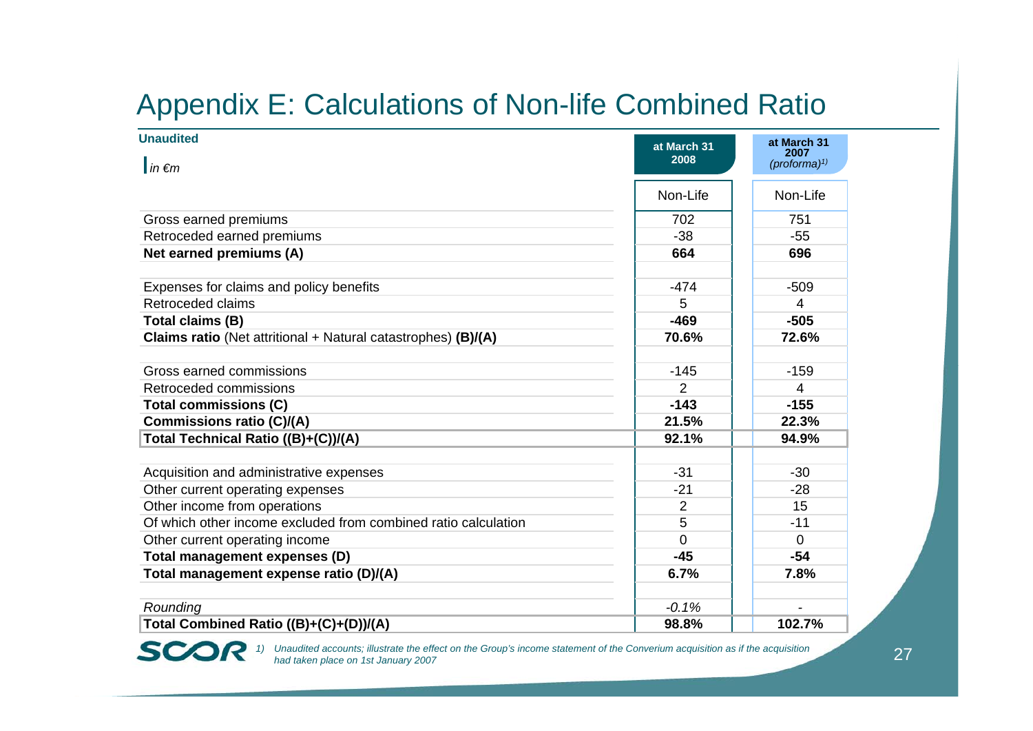# Appendix E: Calculations of Non-life Combined Ratio

**Unaudited**

*in €m*

| | at March 31 2008 | at March 31 2007 *(proforma)*[1] |
|---|---|---|
| | Non-Life | Non-Life |
| Gross earned premiums | 702 | 751 |
| Retroceded earned premiums | -38 | -55 |
| **Net earned premiums (A)** | **664** | **696** |
| | | |
| Expenses for claims and policy benefits | -474 | -509 |
| Retroceded claims | 5 | 4 |
| **Total claims (B)** | **-469** | **-505** |
| **Claims ratio** (Net attritional + Natural catastrophes) **(B)/(A)** | **70.6%** | **72.6%** |
| | | |
| Gross earned commissions | -145 | -159 |
| Retroceded commissions | 2 | 4 |
| **Total commissions (C)** | **-143** | **-155** |
| **Commissions ratio (C)/(A)** | **21.5%** | **22.3%** |
| **Total Technical Ratio ((B)+(C))/(A)** | **92.1%** | **94.9%** |
| | | |
| Acquisition and administrative expenses | -31 | -30 |
| Other current operating expenses | -21 | -28 |
| Other income from operations | 2 | 15 |
| Of which other income excluded from combined ratio calculation | 5 | -11 |
| Other current operating income | 0 | 0 |
| **Total management expenses (D)** | **-45** | **-54** |
| **Total management expense ratio (D)/(A)** | **6.7%** | **7.8%** |
| | | |
| *Rounding* | *-0.1%* | - |
| **Total Combined Ratio ((B)+(C)+(D))/(A)** | **98.8%** | **102.7%** |

*1) Unaudited accounts; illustrate the effect on the Group's income statement of the Converium acquisition as if the acquisition had taken place on 1st January 2007*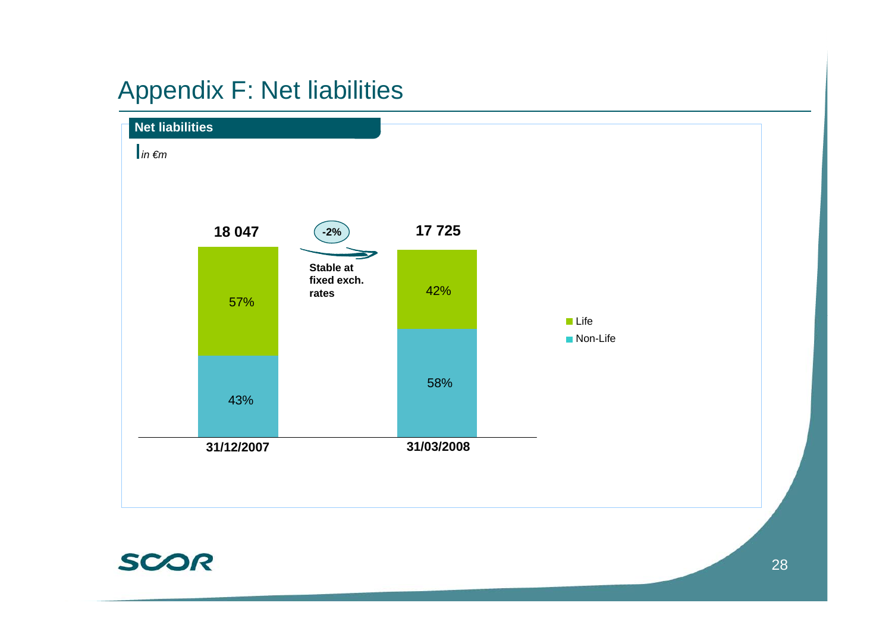# Appendix F: Net liabilities

## Net liabilities

*in €m*

| | 31/12/2007 | 31/03/2008 |
|---|---|---|
| Total | 18 047 | 17 725 |
| Life | 57% | 42% |
| Non-Life | 43% | 58% |

-2%

Stable at fixed exch. rates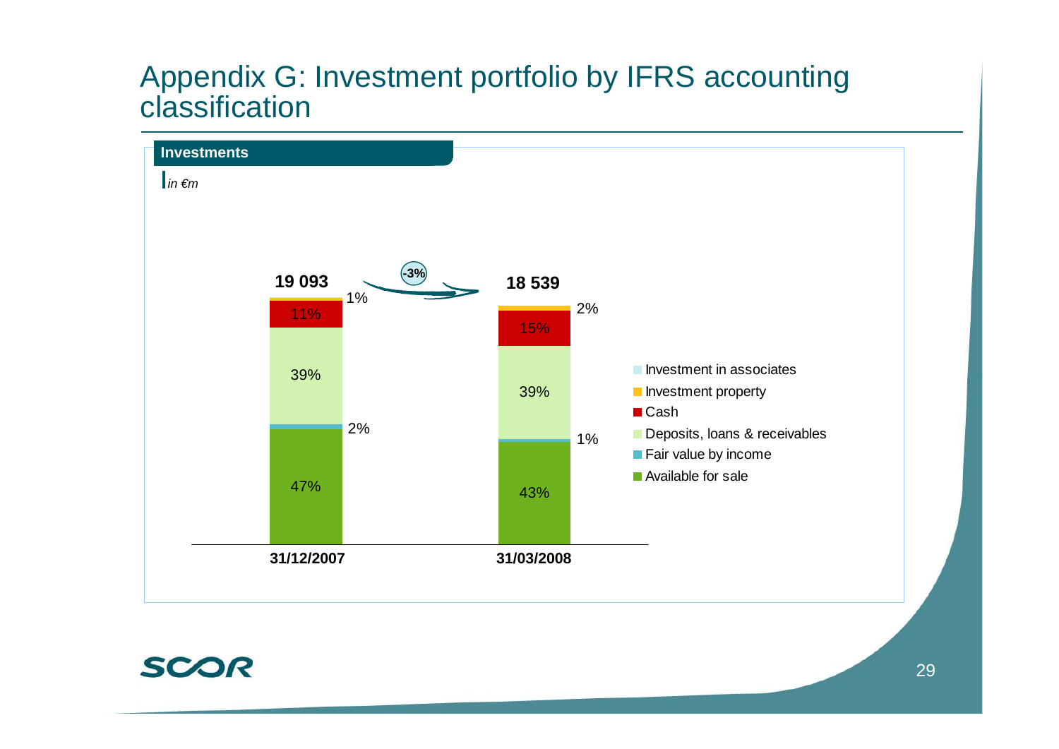# Appendix G: Investment portfolio by IFRS accounting classification

## Investments

*in €m*

| | 31/12/2007 | 31/03/2008 |
|---|---|---|
| **Total** | **19 093** | **18 539** |
| Investment property | 1% | 2% |
| Cash | 11% | 15% |
| Deposits, loans & receivables | 39% | 39% |
| Fair value by income | 2% | 1% |
| Available for sale | 47% | 43% |

Change: -3%

Legend: Investment in associates; Investment property; Cash; Deposits, loans & receivables; Fair value by income; Available for sale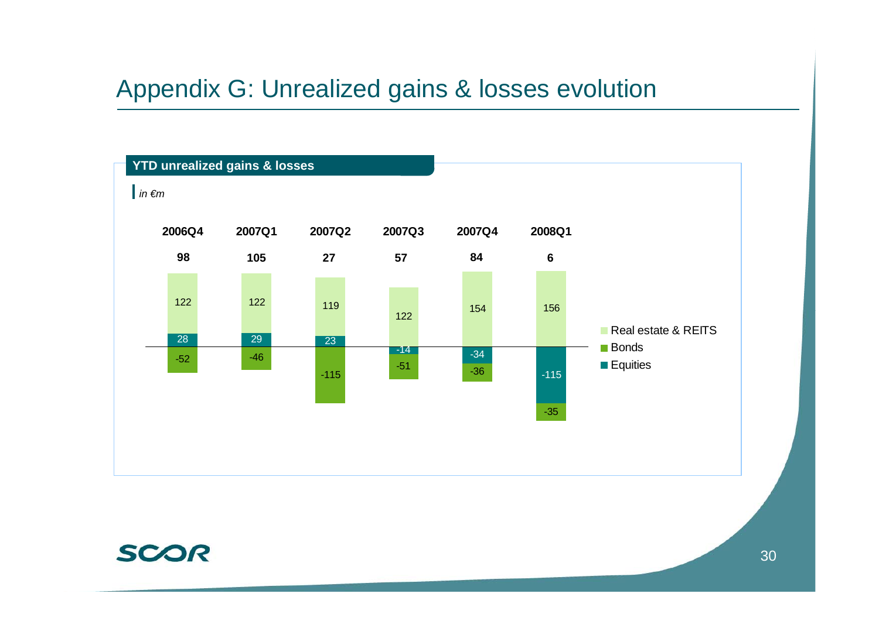# Appendix G: Unrealized gains & losses evolution

**YTD unrealized gains & losses**

*in €m*

| | 2006Q4 | 2007Q1 | 2007Q2 | 2007Q3 | 2007Q4 | 2008Q1 |
|---|---|---|---|---|---|---|
| **Total** | **98** | **105** | **27** | **57** | **84** | **6** |
| Real estate & REITS | 122 | 122 | 119 | 122 | 154 | 156 |
| Equities | 28 | 29 | 23 | -14 | -34 | -115 |
| Bonds | -52 | -46 | -115 | -51 | -36 | -35 |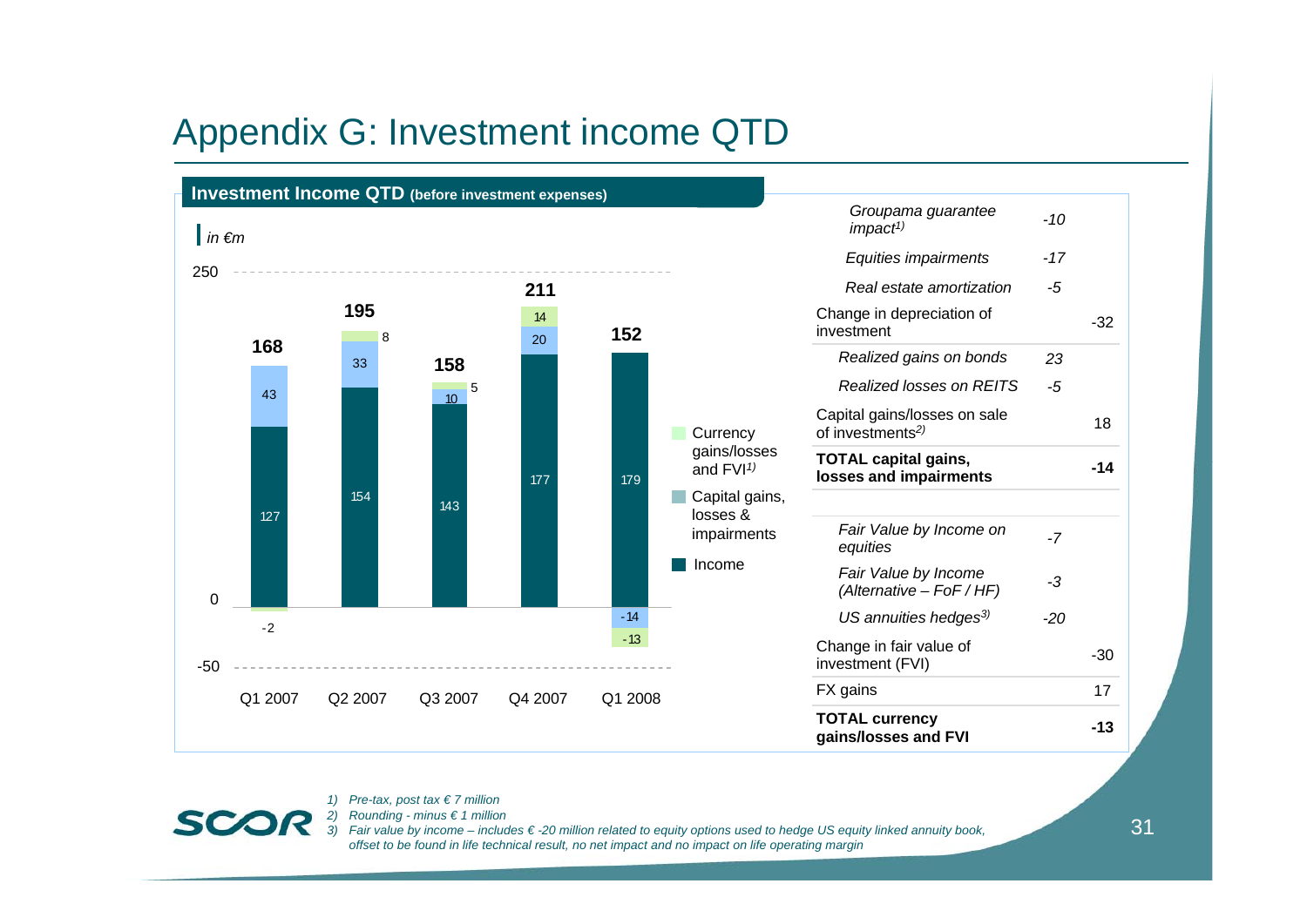# Appendix G: Investment income QTD

## Investment Income QTD (before investment expenses)

*in €m*

| | Q1 2007 | Q2 2007 | Q3 2007 | Q4 2007 | Q1 2008 |
|---|---|---|---|---|---|
| Income | 127 | 154 | 143 | 177 | 179 |
| Capital gains, losses & impairments | 43 | 33 | 10 | 20 | -14 |
| Currency gains/losses and FVI[1] | -2 | 8 | 5 | 14 | -13 |
| **Total** | **168** | **195** | **158** | **211** | **152** |

| | | |
|---|---|---|
| *Groupama guarantee impact*[1] | *-10* | |
| *Equities impairments* | *-17* | |
| *Real estate amortization* | *-5* | |
| Change in depreciation of investment | | -32 |
| *Realized gains on bonds* | *23* | |
| *Realized losses on REITS* | *-5* | |
| Capital gains/losses on sale of investments[2] | | 18 |
| **TOTAL capital gains, losses and impairments** | | **-14** |
| *Fair Value by Income on equities* | *-7* | |
| *Fair Value by Income (Alternative – FoF / HF)* | *-3* | |
| *US annuities hedges*[3] | *-20* | |
| Change in fair value of investment (FVI) | | -30 |
| FX gains | | 17 |
| **TOTAL currency gains/losses and FVI** | | **-13** |

*1) Pre-tax, post tax € 7 million*
*2) Rounding - minus € 1 million*
*3) Fair value by income – includes € -20 million related to equity options used to hedge US equity linked annuity book, offset to be found in life technical result, no net impact and no impact on life operating margin*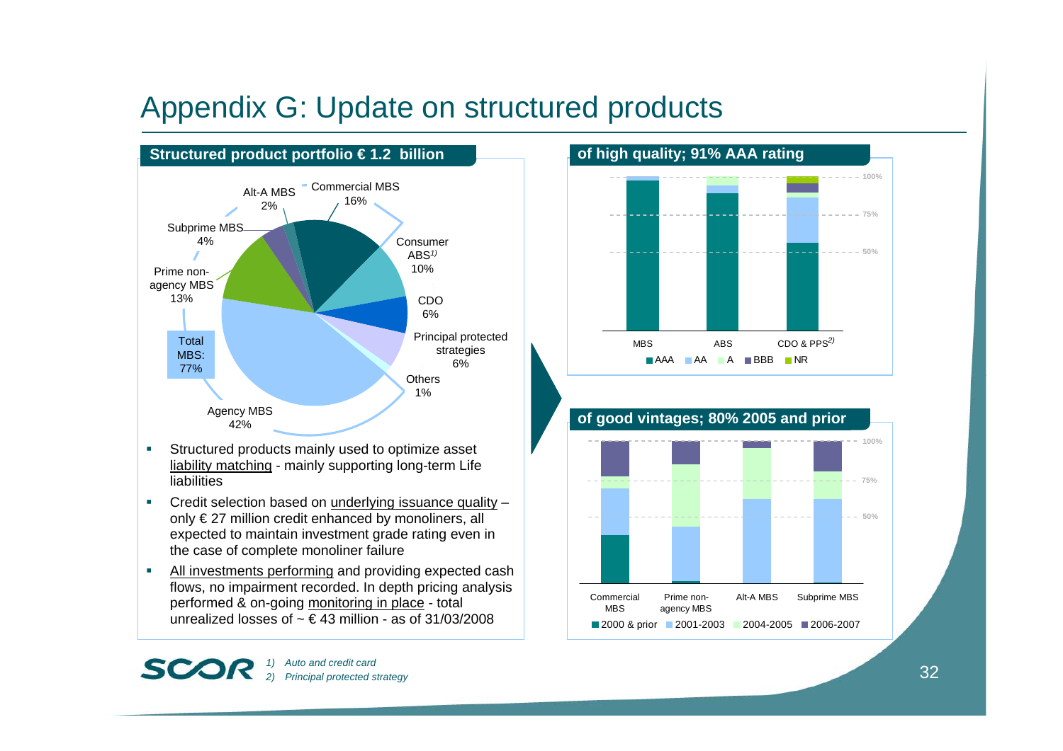# Appendix G: Update on structured products

## Structured product portfolio € 1.2 billion

| Segment | Share |
| --- | --- |
| Agency MBS | 42% |
| Prime non-agency MBS | 13% |
| Subprime MBS | 4% |
| Alt-A MBS | 2% |
| Commercial MBS | 16% |
| **Total MBS** | **77%** |
| Consumer ABS[1] | 10% |
| CDO | 6% |
| Principal protected strategies | 6% |
| Others | 1% |

- Structured products mainly used to optimize asset liability matching - mainly supporting long-term Life liabilities
- Credit selection based on underlying issuance quality – only € 27 million credit enhanced by monoliners, all expected to maintain investment grade rating even in the case of complete monoliner failure
- All investments performing and providing expected cash flows, no impairment recorded. In depth pricing analysis performed & on-going monitoring in place - total unrealized losses of ~ € 43 million - as of 31/03/2008

## of high quality; 91% AAA rating

Rating breakdown chart (0–100%) for MBS, ABS, CDO & PPS[2]; legend: AAA, AA, A, BBB, NR

## of good vintages; 80% 2005 and prior

Vintage breakdown chart (0–100%) for Commercial MBS, Prime non-agency MBS, Alt-A MBS, Subprime MBS; legend: 2000 & prior, 2001-2003, 2004-2005, 2006-2007

*1) Auto and credit card*

*2) Principal protected strategy*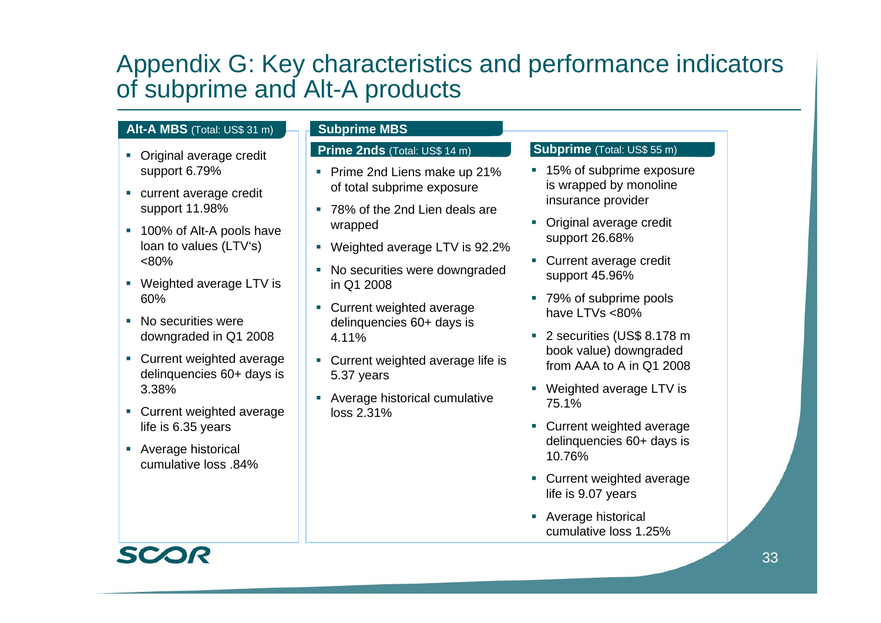# Appendix G: Key characteristics and performance indicators of subprime and Alt-A products

## Alt-A MBS (Total: US$ 31 m)

- Original average credit support 6.79%
- current average credit support 11.98%
- 100% of Alt-A pools have loan to values (LTV's) <80%
- Weighted average LTV is 60%
- No securities were downgraded in Q1 2008
- Current weighted average delinquencies 60+ days is 3.38%
- Current weighted average life is 6.35 years
- Average historical cumulative loss .84%

## Subprime MBS

### Prime 2nds (Total: US$ 14 m)

- Prime 2nd Liens make up 21% of total subprime exposure
- 78% of the 2nd Lien deals are wrapped
- Weighted average LTV is 92.2%
- No securities were downgraded in Q1 2008
- Current weighted average delinquencies 60+ days is 4.11%
- Current weighted average life is 5.37 years
- Average historical cumulative loss 2.31%

### Subprime (Total: US$ 55 m)

- 15% of subprime exposure is wrapped by monoline insurance provider
- Original average credit support 26.68%
- Current average credit support 45.96%
- 79% of subprime pools have LTVs <80%
- 2 securities (US$ 8.178 m book value) downgraded from AAA to A in Q1 2008
- Weighted average LTV is 75.1%
- Current weighted average delinquencies 60+ days is 10.76%
- Current weighted average life is 9.07 years
- Average historical cumulative loss 1.25%

SCOR